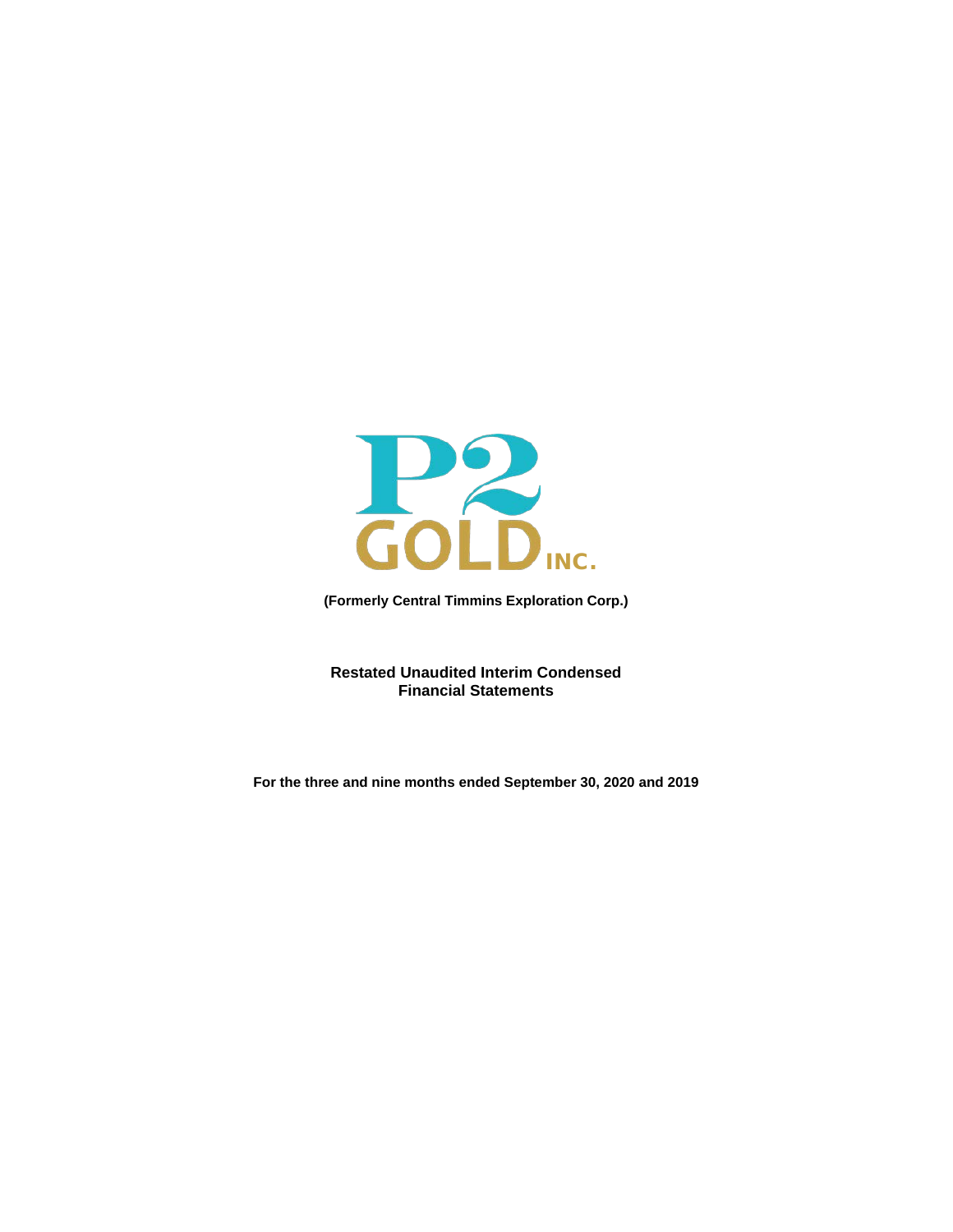P2 GOLD INC.

**(Formerly Central Timmins Exploration Corp.)**

**Restated Unaudited Interim Condensed Financial Statements**

**For the three and nine months ended September 30, 2020 and 2019**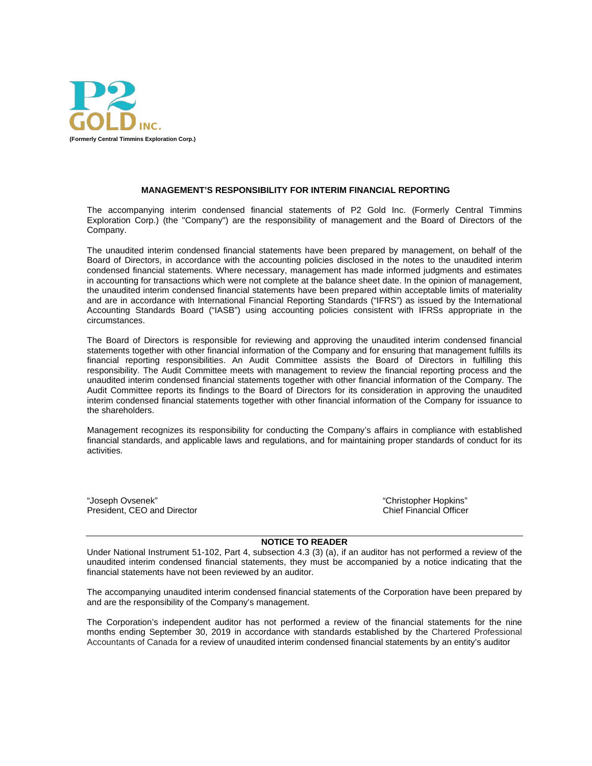P2 GOLD INC.

**(Formerly Central Timmins Exploration Corp.)**

## MANAGEMENT'S RESPONSIBILITY FOR INTERIM FINANCIAL REPORTING

The accompanying interim condensed financial statements of P2 Gold Inc. (Formerly Central Timmins Exploration Corp.) (the "Company") are the responsibility of management and the Board of Directors of the Company.

The unaudited interim condensed financial statements have been prepared by management, on behalf of the Board of Directors, in accordance with the accounting policies disclosed in the notes to the unaudited interim condensed financial statements. Where necessary, management has made informed judgments and estimates in accounting for transactions which were not complete at the balance sheet date. In the opinion of management, the unaudited interim condensed financial statements have been prepared within acceptable limits of materiality and are in accordance with International Financial Reporting Standards ("IFRS") as issued by the International Accounting Standards Board ("IASB") using accounting policies consistent with IFRSs appropriate in the circumstances.

The Board of Directors is responsible for reviewing and approving the unaudited interim condensed financial statements together with other financial information of the Company and for ensuring that management fulfills its financial reporting responsibilities. An Audit Committee assists the Board of Directors in fulfilling this responsibility. The Audit Committee meets with management to review the financial reporting process and the unaudited interim condensed financial statements together with other financial information of the Company. The Audit Committee reports its findings to the Board of Directors for its consideration in approving the unaudited interim condensed financial statements together with other financial information of the Company for issuance to the shareholders.

Management recognizes its responsibility for conducting the Company's affairs in compliance with established financial standards, and applicable laws and regulations, and for maintaining proper standards of conduct for its activities.

"Joseph Ovsenek"
President, CEO and Director

"Christopher Hopkins"
Chief Financial Officer

---

## NOTICE TO READER

Under National Instrument 51-102, Part 4, subsection 4.3 (3) (a), if an auditor has not performed a review of the unaudited interim condensed financial statements, they must be accompanied by a notice indicating that the financial statements have not been reviewed by an auditor.

The accompanying unaudited interim condensed financial statements of the Corporation have been prepared by and are the responsibility of the Company's management.

The Corporation's independent auditor has not performed a review of the financial statements for the nine months ending September 30, 2019 in accordance with standards established by the Chartered Professional Accountants of Canada for a review of unaudited interim condensed financial statements by an entity's auditor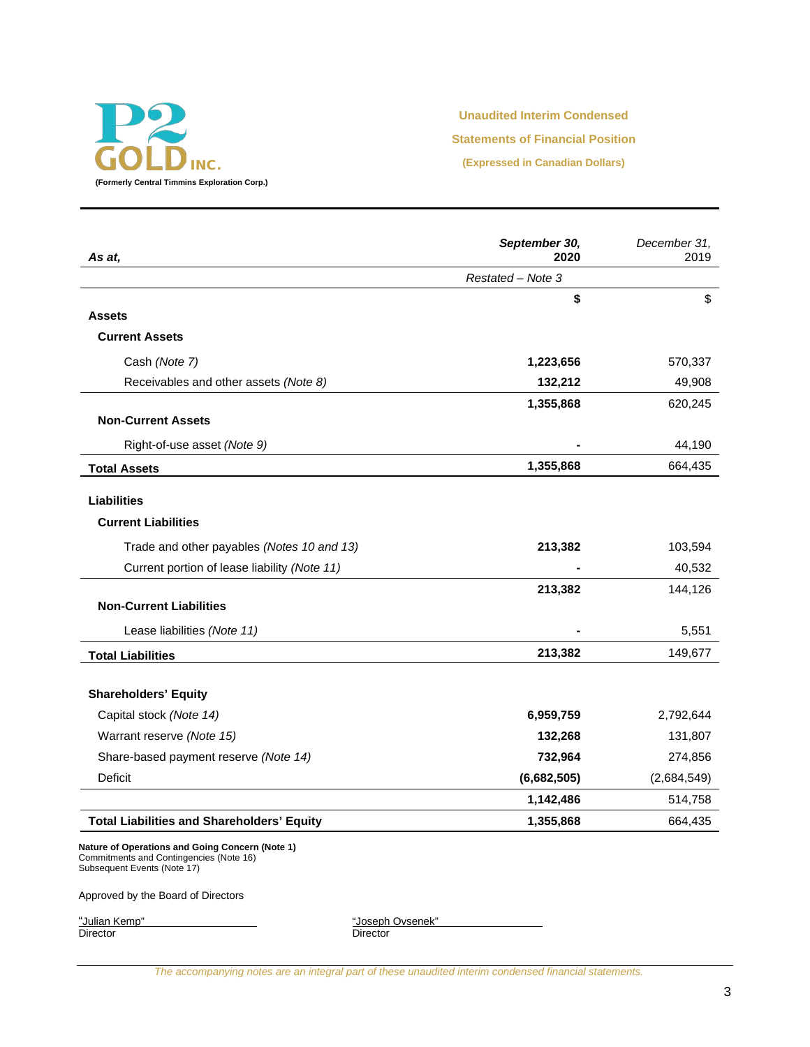**P2 GOLD INC.**
**(Formerly Central Timmins Exploration Corp.)**

## Unaudited Interim Condensed Statements of Financial Position

**(Expressed in Canadian Dollars)**

| *As at,* | ***September 30, 2020*** | *December 31, 2019* |
|---|---|---|
| | *Restated – Note 3* | |
| | **$** | $ |
| **Assets** | | |
| **Current Assets** | | |
| Cash *(Note 7)* | **1,223,656** | 570,337 |
| Receivables and other assets *(Note 8)* | **132,212** | 49,908 |
| | **1,355,868** | 620,245 |
| **Non-Current Assets** | | |
| Right-of-use asset *(Note 9)* | **-** | 44,190 |
| **Total Assets** | **1,355,868** | 664,435 |
| **Liabilities** | | |
| **Current Liabilities** | | |
| Trade and other payables *(Notes 10 and 13)* | **213,382** | 103,594 |
| Current portion of lease liability *(Note 11)* | **-** | 40,532 |
| | **213,382** | 144,126 |
| **Non-Current Liabilities** | | |
| Lease liabilities *(Note 11)* | **-** | 5,551 |
| **Total Liabilities** | **213,382** | 149,677 |
| **Shareholders' Equity** | | |
| Capital stock *(Note 14)* | **6,959,759** | 2,792,644 |
| Warrant reserve *(Note 15)* | **132,268** | 131,807 |
| Share-based payment reserve *(Note 14)* | **732,964** | 274,856 |
| Deficit | **(6,682,505)** | (2,684,549) |
| | **1,142,486** | 514,758 |
| **Total Liabilities and Shareholders' Equity** | **1,355,868** | 664,435 |

**Nature of Operations and Going Concern (Note 1)**
Commitments and Contingencies (Note 16)
Subsequent Events (Note 17)

Approved by the Board of Directors

"Julian Kemp"
Director

"Joseph Ovsenek"
Director

*The accompanying notes are an integral part of these unaudited interim condensed financial statements.*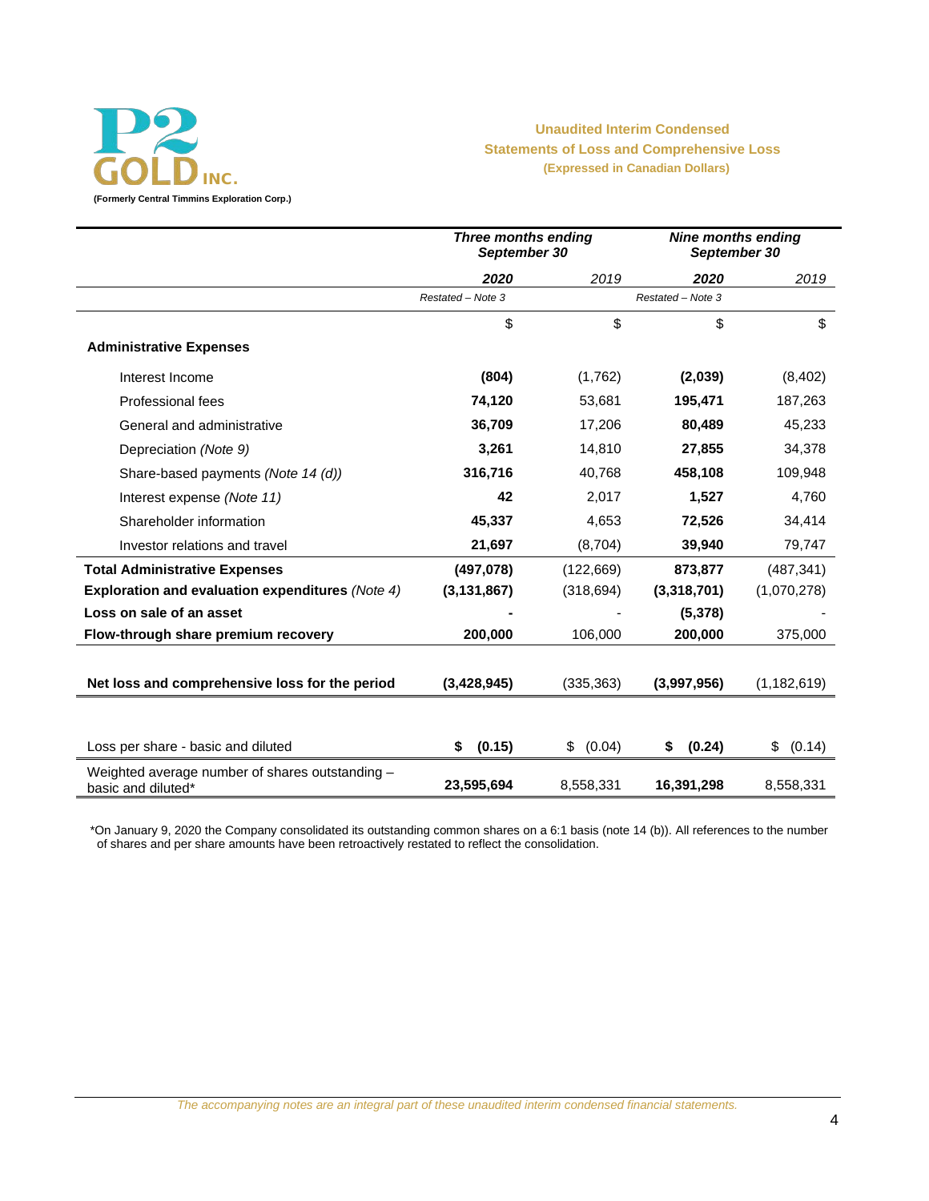**P2 GOLD INC.**
(Formerly Central Timmins Exploration Corp.)

**Unaudited Interim Condensed Statements of Loss and Comprehensive Loss**
**(Expressed in Canadian Dollars)**

| | *Three months ending September 30* | | *Nine months ending September 30* | |
|---|---|---|---|---|
| | ***2020*** | *2019* | ***2020*** | *2019* |
| | *Restated – Note 3* | | *Restated – Note 3* | |
| | $ | $ | $ | $ |
| **Administrative Expenses** | | | | |
| Interest Income | **(804)** | (1,762) | **(2,039)** | (8,402) |
| Professional fees | **74,120** | 53,681 | **195,471** | 187,263 |
| General and administrative | **36,709** | 17,206 | **80,489** | 45,233 |
| Depreciation *(Note 9)* | **3,261** | 14,810 | **27,855** | 34,378 |
| Share-based payments *(Note 14 (d))* | **316,716** | 40,768 | **458,108** | 109,948 |
| Interest expense *(Note 11)* | **42** | 2,017 | **1,527** | 4,760 |
| Shareholder information | **45,337** | 4,653 | **72,526** | 34,414 |
| Investor relations and travel | **21,697** | (8,704) | **39,940** | 79,747 |
| **Total Administrative Expenses** | **(497,078)** | (122,669) | **873,877** | (487,341) |
| **Exploration and evaluation expenditures** *(Note 4)* | **(3,131,867)** | (318,694) | **(3,318,701)** | (1,070,278) |
| **Loss on sale of an asset** | **-** | - | **(5,378)** | - |
| **Flow-through share premium recovery** | **200,000** | 106,000 | **200,000** | 375,000 |
| **Net loss and comprehensive loss for the period** | **(3,428,945)** | (335,363) | **(3,997,956)** | (1,182,619) |
| Loss per share - basic and diluted | **$ (0.15)** | $ (0.04) | **$ (0.24)** | $ (0.14) |
| Weighted average number of shares outstanding – basic and diluted* | **23,595,694** | 8,558,331 | **16,391,298** | 8,558,331 |

*On January 9, 2020 the Company consolidated its outstanding common shares on a 6:1 basis (note 14 (b)). All references to the number of shares and per share amounts have been retroactively restated to reflect the consolidation.

*The accompanying notes are an integral part of these unaudited interim condensed financial statements.*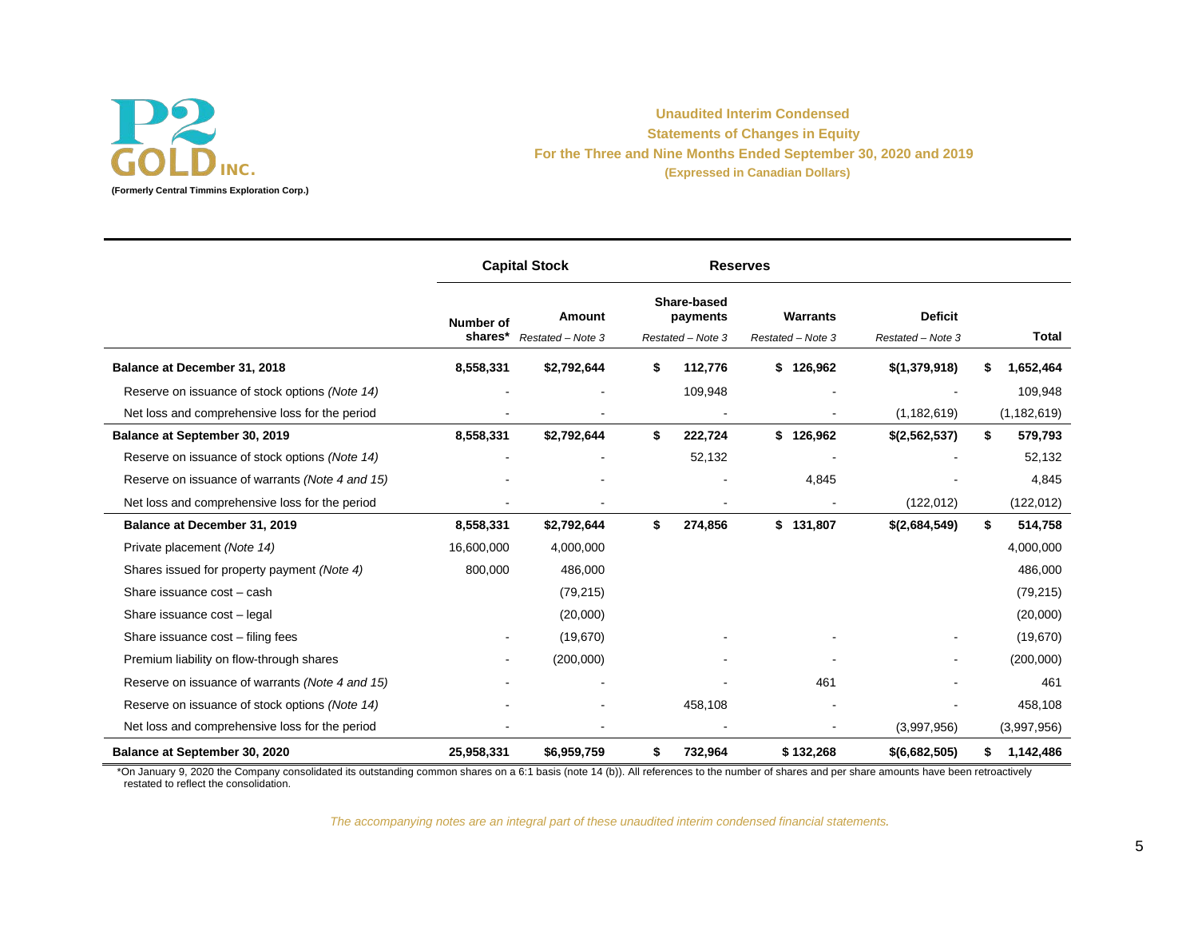**P2 GOLD INC.**
**(Formerly Central Timmins Exploration Corp.)**

**Unaudited Interim Condensed**
**Statements of Changes in Equity**
**For the Three and Nine Months Ended September 30, 2020 and 2019**
**(Expressed in Canadian Dollars)**

| | Capital Stock | | Reserves | | | |
|---|---|---|---|---|---|---|
| | Number of shares* | Amount *Restated – Note 3* | Share-based payments *Restated – Note 3* | Warrants *Restated – Note 3* | Deficit *Restated – Note 3* | Total |
| **Balance at December 31, 2018** | **8,558,331** | **$2,792,644** | **$ 112,776** | **$ 126,962** | **$(1,379,918)** | **$ 1,652,464** |
| Reserve on issuance of stock options *(Note 14)* | - | - | 109,948 | - | - | 109,948 |
| Net loss and comprehensive loss for the period | - | - | - | - | (1,182,619) | (1,182,619) |
| **Balance at September 30, 2019** | **8,558,331** | **$2,792,644** | **$ 222,724** | **$ 126,962** | **$(2,562,537)** | **$ 579,793** |
| Reserve on issuance of stock options *(Note 14)* | - | - | 52,132 | - | - | 52,132 |
| Reserve on issuance of warrants *(Note 4 and 15)* | - | - | - | 4,845 | - | 4,845 |
| Net loss and comprehensive loss for the period | - | - | - | - | (122,012) | (122,012) |
| **Balance at December 31, 2019** | **8,558,331** | **$2,792,644** | **$ 274,856** | **$ 131,807** | **$(2,684,549)** | **$ 514,758** |
| Private placement *(Note 14)* | 16,600,000 | 4,000,000 | | | | 4,000,000 |
| Shares issued for property payment *(Note 4)* | 800,000 | 486,000 | | | | 486,000 |
| Share issuance cost – cash | | (79,215) | | | | (79,215) |
| Share issuance cost – legal | | (20,000) | | | | (20,000) |
| Share issuance cost – filing fees | - | (19,670) | - | - | - | (19,670) |
| Premium liability on flow-through shares | - | (200,000) | - | - | - | (200,000) |
| Reserve on issuance of warrants *(Note 4 and 15)* | - | - | - | 461 | - | 461 |
| Reserve on issuance of stock options *(Note 14)* | - | - | 458,108 | - | - | 458,108 |
| Net loss and comprehensive loss for the period | - | - | - | - | (3,997,956) | (3,997,956) |
| **Balance at September 30, 2020** | **25,958,331** | **$6,959,759** | **$ 732,964** | **$ 132,268** | **$(6,682,505)** | **$ 1,142,486** |

*On January 9, 2020 the Company consolidated its outstanding common shares on a 6:1 basis (note 14 (b)). All references to the number of shares and per share amounts have been retroactively restated to reflect the consolidation.

*The accompanying notes are an integral part of these unaudited interim condensed financial statements.*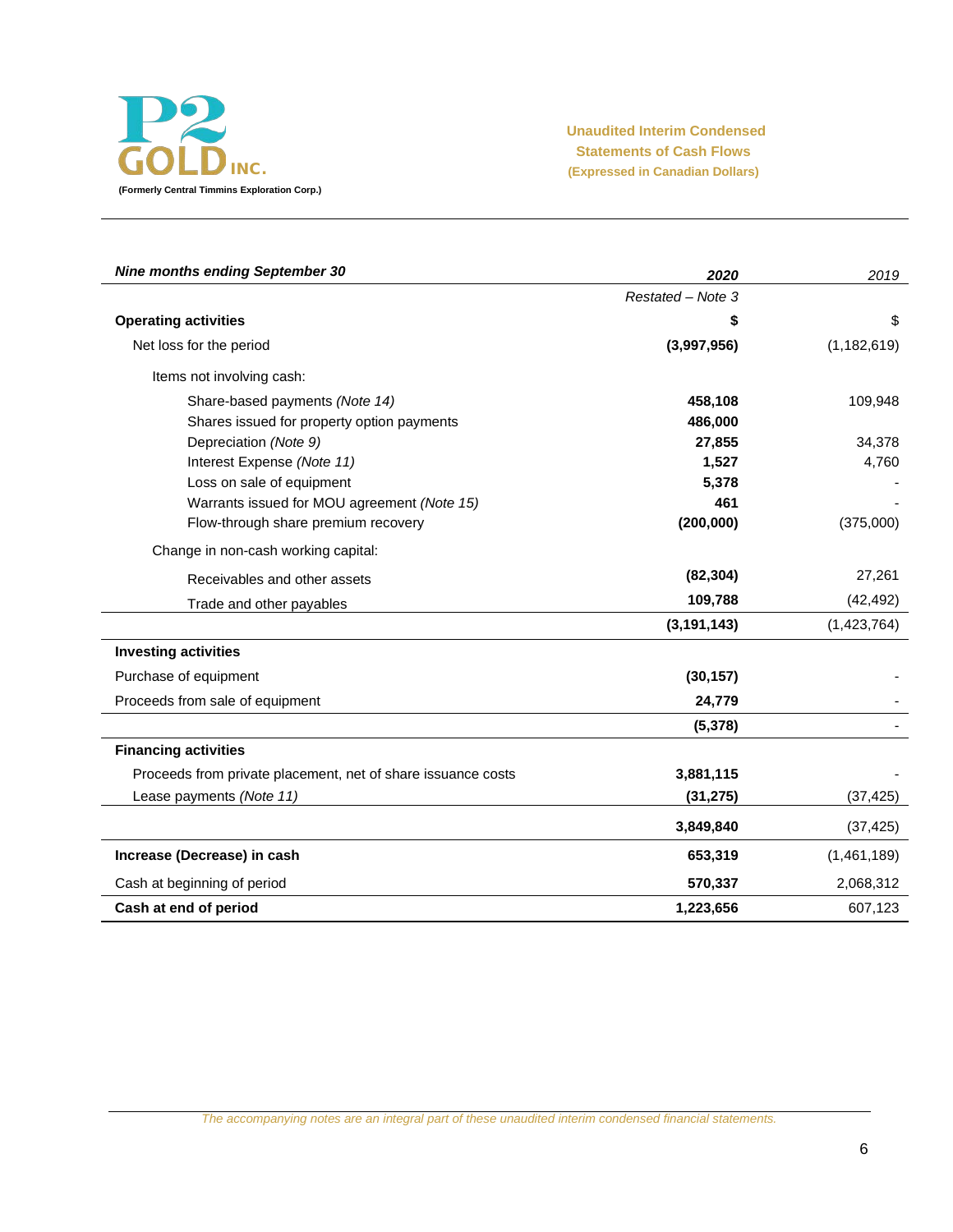**P2 GOLD INC.**
**(Formerly Central Timmins Exploration Corp.)**

**Unaudited Interim Condensed Statements of Cash Flows**
**(Expressed in Canadian Dollars)**

| *Nine months ending September 30* | ***2020*** | *2019* |
|---|---|---|
| | *Restated – Note 3* | |
| **Operating activities** | **$** | $ |
| Net loss for the period | **(3,997,956)** | (1,182,619) |
| Items not involving cash: | | |
| Share-based payments *(Note 14)* | **458,108** | 109,948 |
| Shares issued for property option payments | **486,000** | |
| Depreciation *(Note 9)* | **27,855** | 34,378 |
| Interest Expense *(Note 11)* | **1,527** | 4,760 |
| Loss on sale of equipment | **5,378** | - |
| Warrants issued for MOU agreement *(Note 15)* | **461** | - |
| Flow-through share premium recovery | **(200,000)** | (375,000) |
| Change in non-cash working capital: | | |
| Receivables and other assets | **(82,304)** | 27,261 |
| Trade and other payables | **109,788** | (42,492) |
| | **(3,191,143)** | (1,423,764) |
| **Investing activities** | | |
| Purchase of equipment | **(30,157)** | - |
| Proceeds from sale of equipment | **24,779** | - |
| | **(5,378)** | - |
| **Financing activities** | | |
| Proceeds from private placement, net of share issuance costs | **3,881,115** | - |
| Lease payments *(Note 11)* | **(31,275)** | (37,425) |
| | **3,849,840** | (37,425) |
| **Increase (Decrease) in cash** | **653,319** | (1,461,189) |
| Cash at beginning of period | **570,337** | 2,068,312 |
| **Cash at end of period** | **1,223,656** | 607,123 |

*The accompanying notes are an integral part of these unaudited interim condensed financial statements.*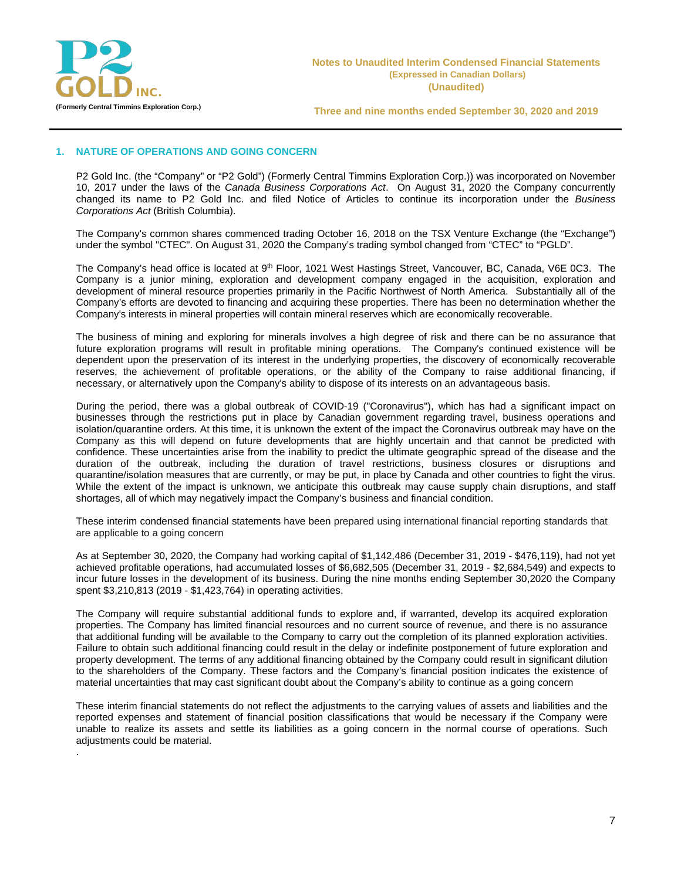## 1. NATURE OF OPERATIONS AND GOING CONCERN

P2 Gold Inc. (the "Company" or "P2 Gold") (Formerly Central Timmins Exploration Corp.)) was incorporated on November 10, 2017 under the laws of the *Canada Business Corporations Act*. On August 31, 2020 the Company concurrently changed its name to P2 Gold Inc. and filed Notice of Articles to continue its incorporation under the *Business Corporations Act* (British Columbia).

The Company's common shares commenced trading October 16, 2018 on the TSX Venture Exchange (the "Exchange") under the symbol "CTEC". On August 31, 2020 the Company's trading symbol changed from "CTEC" to "PGLD".

The Company's head office is located at 9th Floor, 1021 West Hastings Street, Vancouver, BC, Canada, V6E 0C3. The Company is a junior mining, exploration and development company engaged in the acquisition, exploration and development of mineral resource properties primarily in the Pacific Northwest of North America. Substantially all of the Company's efforts are devoted to financing and acquiring these properties. There has been no determination whether the Company's interests in mineral properties will contain mineral reserves which are economically recoverable.

The business of mining and exploring for minerals involves a high degree of risk and there can be no assurance that future exploration programs will result in profitable mining operations. The Company's continued existence will be dependent upon the preservation of its interest in the underlying properties, the discovery of economically recoverable reserves, the achievement of profitable operations, or the ability of the Company to raise additional financing, if necessary, or alternatively upon the Company's ability to dispose of its interests on an advantageous basis.

During the period, there was a global outbreak of COVID-19 ("Coronavirus"), which has had a significant impact on businesses through the restrictions put in place by Canadian government regarding travel, business operations and isolation/quarantine orders. At this time, it is unknown the extent of the impact the Coronavirus outbreak may have on the Company as this will depend on future developments that are highly uncertain and that cannot be predicted with confidence. These uncertainties arise from the inability to predict the ultimate geographic spread of the disease and the duration of the outbreak, including the duration of travel restrictions, business closures or disruptions and quarantine/isolation measures that are currently, or may be put, in place by Canada and other countries to fight the virus. While the extent of the impact is unknown, we anticipate this outbreak may cause supply chain disruptions, and staff shortages, all of which may negatively impact the Company's business and financial condition.

These interim condensed financial statements have been prepared using international financial reporting standards that are applicable to a going concern

As at September 30, 2020, the Company had working capital of $1,142,486 (December 31, 2019 - $476,119), had not yet achieved profitable operations, had accumulated losses of $6,682,505 (December 31, 2019 - $2,684,549) and expects to incur future losses in the development of its business. During the nine months ending September 30,2020 the Company spent $3,210,813 (2019 - $1,423,764) in operating activities.

The Company will require substantial additional funds to explore and, if warranted, develop its acquired exploration properties. The Company has limited financial resources and no current source of revenue, and there is no assurance that additional funding will be available to the Company to carry out the completion of its planned exploration activities. Failure to obtain such additional financing could result in the delay or indefinite postponement of future exploration and property development. The terms of any additional financing obtained by the Company could result in significant dilution to the shareholders of the Company. These factors and the Company's financial position indicates the existence of material uncertainties that may cast significant doubt about the Company's ability to continue as a going concern

These interim financial statements do not reflect the adjustments to the carrying values of assets and liabilities and the reported expenses and statement of financial position classifications that would be necessary if the Company were unable to realize its assets and settle its liabilities as a going concern in the normal course of operations. Such adjustments could be material.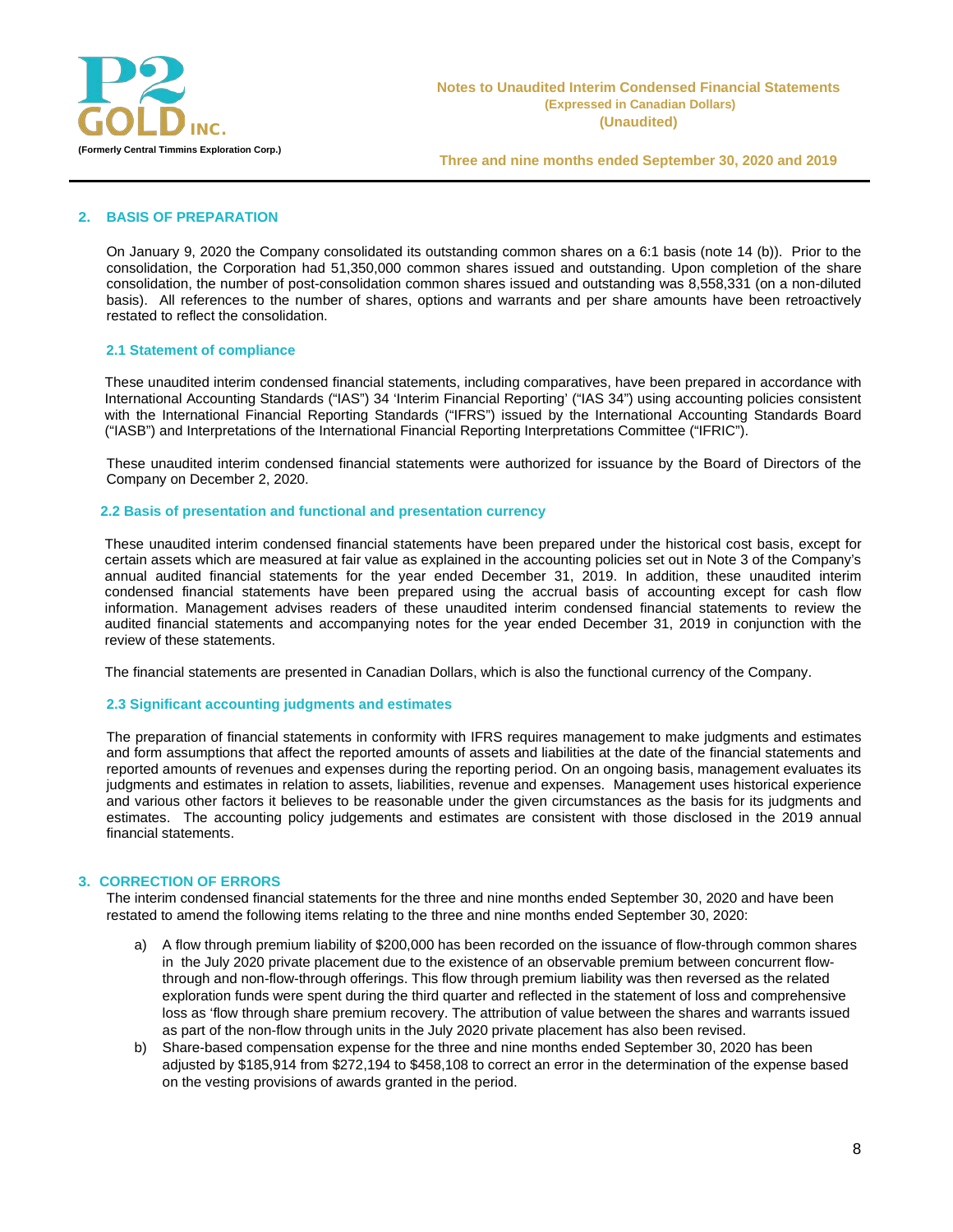## 2. BASIS OF PREPARATION

On January 9, 2020 the Company consolidated its outstanding common shares on a 6:1 basis (note 14 (b)). Prior to the consolidation, the Corporation had 51,350,000 common shares issued and outstanding. Upon completion of the share consolidation, the number of post-consolidation common shares issued and outstanding was 8,558,331 (on a non-diluted basis). All references to the number of shares, options and warrants and per share amounts have been retroactively restated to reflect the consolidation.

### 2.1 Statement of compliance

These unaudited interim condensed financial statements, including comparatives, have been prepared in accordance with International Accounting Standards ("IAS") 34 'Interim Financial Reporting' ("IAS 34") using accounting policies consistent with the International Financial Reporting Standards ("IFRS") issued by the International Accounting Standards Board ("IASB") and Interpretations of the International Financial Reporting Interpretations Committee ("IFRIC").

These unaudited interim condensed financial statements were authorized for issuance by the Board of Directors of the Company on December 2, 2020.

### 2.2 Basis of presentation and functional and presentation currency

These unaudited interim condensed financial statements have been prepared under the historical cost basis, except for certain assets which are measured at fair value as explained in the accounting policies set out in Note 3 of the Company's annual audited financial statements for the year ended December 31, 2019. In addition, these unaudited interim condensed financial statements have been prepared using the accrual basis of accounting except for cash flow information. Management advises readers of these unaudited interim condensed financial statements to review the audited financial statements and accompanying notes for the year ended December 31, 2019 in conjunction with the review of these statements.

The financial statements are presented in Canadian Dollars, which is also the functional currency of the Company.

### 2.3 Significant accounting judgments and estimates

The preparation of financial statements in conformity with IFRS requires management to make judgments and estimates and form assumptions that affect the reported amounts of assets and liabilities at the date of the financial statements and reported amounts of revenues and expenses during the reporting period. On an ongoing basis, management evaluates its judgments and estimates in relation to assets, liabilities, revenue and expenses. Management uses historical experience and various other factors it believes to be reasonable under the given circumstances as the basis for its judgments and estimates. The accounting policy judgements and estimates are consistent with those disclosed in the 2019 annual financial statements.

## 3. CORRECTION OF ERRORS

The interim condensed financial statements for the three and nine months ended September 30, 2020 and have been restated to amend the following items relating to the three and nine months ended September 30, 2020:

a) A flow through premium liability of $200,000 has been recorded on the issuance of flow-through common shares in the July 2020 private placement due to the existence of an observable premium between concurrent flow-through and non-flow-through offerings. This flow through premium liability was then reversed as the related exploration funds were spent during the third quarter and reflected in the statement of loss and comprehensive loss as 'flow through share premium recovery. The attribution of value between the shares and warrants issued as part of the non-flow through units in the July 2020 private placement has also been revised.

b) Share-based compensation expense for the three and nine months ended September 30, 2020 has been adjusted by $185,914 from $272,194 to $458,108 to correct an error in the determination of the expense based on the vesting provisions of awards granted in the period.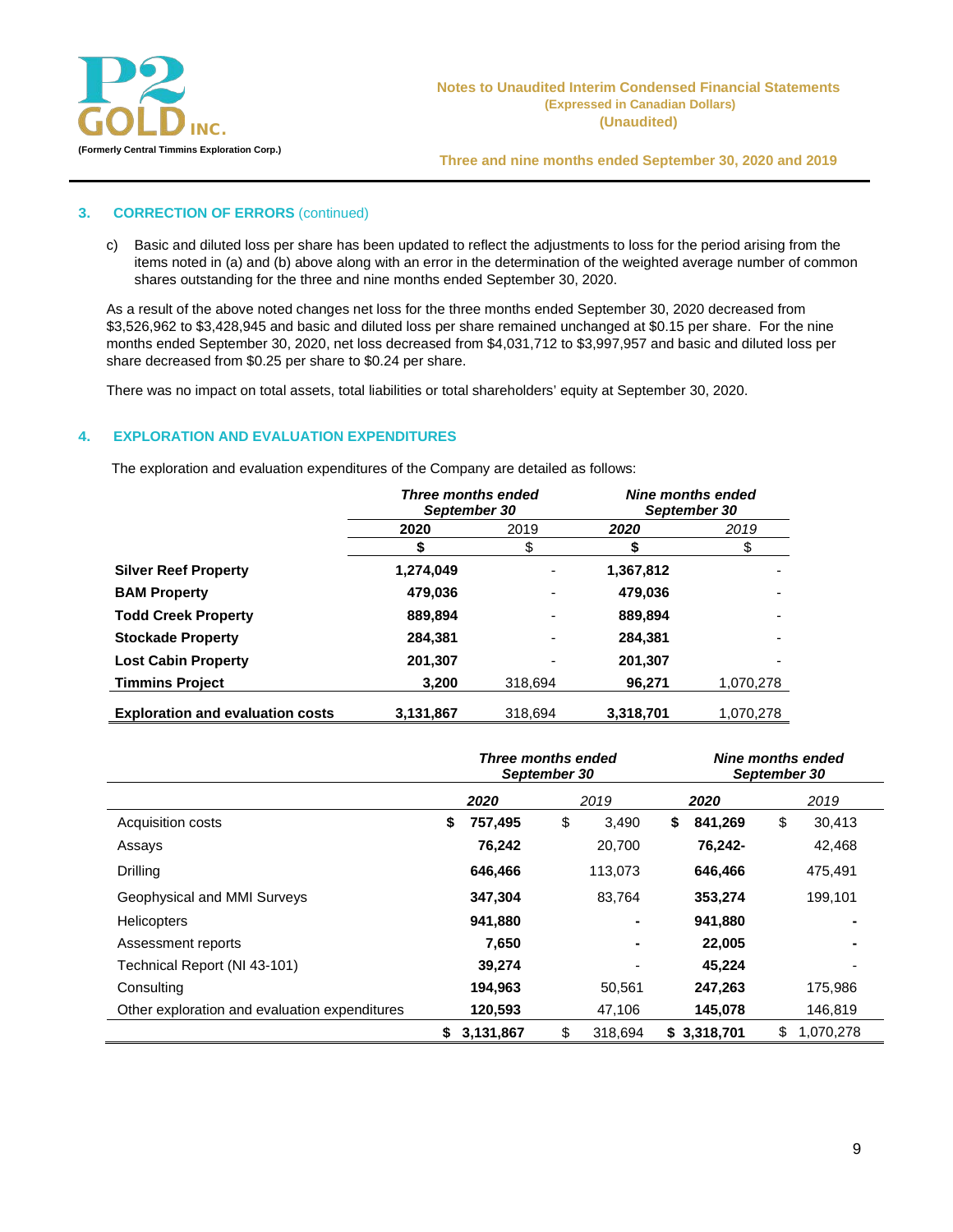## 3. CORRECTION OF ERRORS (continued)

c) Basic and diluted loss per share has been updated to reflect the adjustments to loss for the period arising from the items noted in (a) and (b) above along with an error in the determination of the weighted average number of common shares outstanding for the three and nine months ended September 30, 2020.

As a result of the above noted changes net loss for the three months ended September 30, 2020 decreased from $3,526,962 to $3,428,945 and basic and diluted loss per share remained unchanged at $0.15 per share. For the nine months ended September 30, 2020, net loss decreased from $4,031,712 to $3,997,957 and basic and diluted loss per share decreased from $0.25 per share to $0.24 per share.

There was no impact on total assets, total liabilities or total shareholders' equity at September 30, 2020.

## 4. EXPLORATION AND EVALUATION EXPENDITURES

The exploration and evaluation expenditures of the Company are detailed as follows:

| | *Three months ended September 30* | | *Nine months ended September 30* | |
|---|---|---|---|---|
| | **2020** | 2019 | ***2020*** | *2019* |
| | **$** | $ | **$** | $ |
| **Silver Reef Property** | **1,274,049** | - | **1,367,812** | - |
| **BAM Property** | **479,036** | - | **479,036** | - |
| **Todd Creek Property** | **889,894** | - | **889,894** | - |
| **Stockade Property** | **284,381** | - | **284,381** | - |
| **Lost Cabin Property** | **201,307** | - | **201,307** | - |
| **Timmins Project** | **3,200** | 318,694 | **96,271** | 1,070,278 |
| **Exploration and evaluation costs** | **3,131,867** | 318,694 | **3,318,701** | 1,070,278 |

| | *Three months ended September 30* | | *Nine months ended September 30* | |
|---|---|---|---|---|
| | ***2020*** | *2019* | ***2020*** | *2019* |
| Acquisition costs | **$ 757,495** | $ 3,490 | **$ 841,269** | $ 30,413 |
| Assays | **76,242** | 20,700 | **76,242-** | 42,468 |
| Drilling | **646,466** | 113,073 | **646,466** | 475,491 |
| Geophysical and MMI Surveys | **347,304** | 83,764 | **353,274** | 199,101 |
| Helicopters | **941,880** | **-** | **941,880** | **-** |
| Assessment reports | **7,650** | **-** | **22,005** | **-** |
| Technical Report (NI 43-101) | **39,274** | - | **45,224** | - |
| Consulting | **194,963** | 50,561 | **247,263** | 175,986 |
| Other exploration and evaluation expenditures | **120,593** | 47,106 | **145,078** | 146,819 |
| | **$ 3,131,867** | $ 318,694 | **$ 3,318,701** | $ 1,070,278 |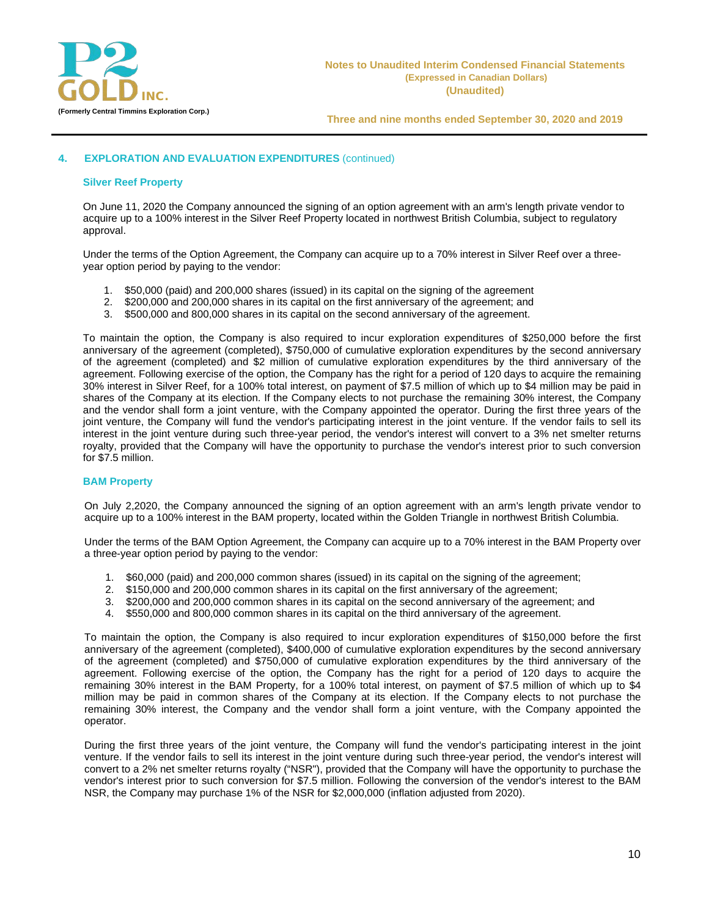## 4. EXPLORATION AND EVALUATION EXPENDITURES (continued)

### Silver Reef Property

On June 11, 2020 the Company announced the signing of an option agreement with an arm's length private vendor to acquire up to a 100% interest in the Silver Reef Property located in northwest British Columbia, subject to regulatory approval.

Under the terms of the Option Agreement, the Company can acquire up to a 70% interest in Silver Reef over a three-year option period by paying to the vendor:

1. $50,000 (paid) and 200,000 shares (issued) in its capital on the signing of the agreement
2. $200,000 and 200,000 shares in its capital on the first anniversary of the agreement; and
3. $500,000 and 800,000 shares in its capital on the second anniversary of the agreement.

To maintain the option, the Company is also required to incur exploration expenditures of $250,000 before the first anniversary of the agreement (completed), $750,000 of cumulative exploration expenditures by the second anniversary of the agreement (completed) and $2 million of cumulative exploration expenditures by the third anniversary of the agreement. Following exercise of the option, the Company has the right for a period of 120 days to acquire the remaining 30% interest in Silver Reef, for a 100% total interest, on payment of $7.5 million of which up to $4 million may be paid in shares of the Company at its election. If the Company elects to not purchase the remaining 30% interest, the Company and the vendor shall form a joint venture, with the Company appointed the operator. During the first three years of the joint venture, the Company will fund the vendor's participating interest in the joint venture. If the vendor fails to sell its interest in the joint venture during such three-year period, the vendor's interest will convert to a 3% net smelter returns royalty, provided that the Company will have the opportunity to purchase the vendor's interest prior to such conversion for $7.5 million.

### BAM Property

On July 2,2020, the Company announced the signing of an option agreement with an arm's length private vendor to acquire up to a 100% interest in the BAM property, located within the Golden Triangle in northwest British Columbia.

Under the terms of the BAM Option Agreement, the Company can acquire up to a 70% interest in the BAM Property over a three-year option period by paying to the vendor:

1. $60,000 (paid) and 200,000 common shares (issued) in its capital on the signing of the agreement;
2. $150,000 and 200,000 common shares in its capital on the first anniversary of the agreement;
3. $200,000 and 200,000 common shares in its capital on the second anniversary of the agreement; and
4. $550,000 and 800,000 common shares in its capital on the third anniversary of the agreement.

To maintain the option, the Company is also required to incur exploration expenditures of $150,000 before the first anniversary of the agreement (completed), $400,000 of cumulative exploration expenditures by the second anniversary of the agreement (completed) and $750,000 of cumulative exploration expenditures by the third anniversary of the agreement. Following exercise of the option, the Company has the right for a period of 120 days to acquire the remaining 30% interest in the BAM Property, for a 100% total interest, on payment of $7.5 million of which up to $4 million may be paid in common shares of the Company at its election. If the Company elects to not purchase the remaining 30% interest, the Company and the vendor shall form a joint venture, with the Company appointed the operator.

During the first three years of the joint venture, the Company will fund the vendor's participating interest in the joint venture. If the vendor fails to sell its interest in the joint venture during such three-year period, the vendor's interest will convert to a 2% net smelter returns royalty ("NSR"), provided that the Company will have the opportunity to purchase the vendor's interest prior to such conversion for $7.5 million. Following the conversion of the vendor's interest to the BAM NSR, the Company may purchase 1% of the NSR for $2,000,000 (inflation adjusted from 2020).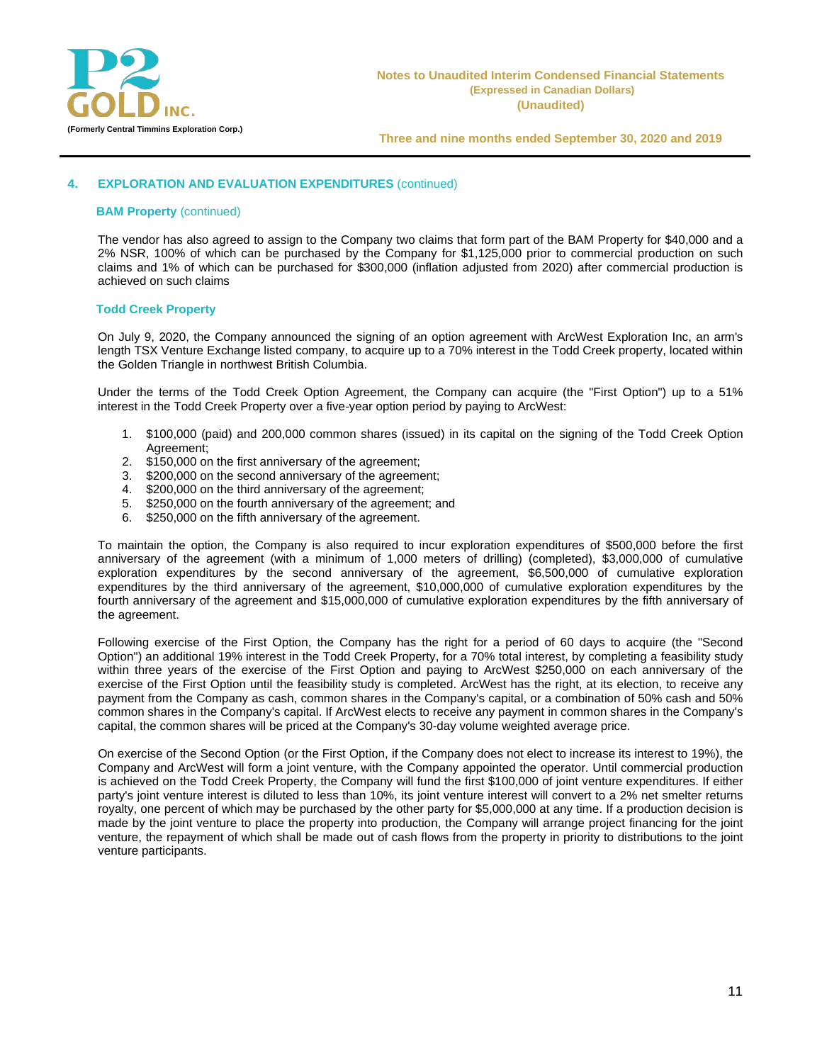## 4. EXPLORATION AND EVALUATION EXPENDITURES (continued)

### BAM Property (continued)

The vendor has also agreed to assign to the Company two claims that form part of the BAM Property for $40,000 and a 2% NSR, 100% of which can be purchased by the Company for $1,125,000 prior to commercial production on such claims and 1% of which can be purchased for $300,000 (inflation adjusted from 2020) after commercial production is achieved on such claims

### Todd Creek Property

On July 9, 2020, the Company announced the signing of an option agreement with ArcWest Exploration Inc, an arm's length TSX Venture Exchange listed company, to acquire up to a 70% interest in the Todd Creek property, located within the Golden Triangle in northwest British Columbia.

Under the terms of the Todd Creek Option Agreement, the Company can acquire (the "First Option") up to a 51% interest in the Todd Creek Property over a five-year option period by paying to ArcWest:

1. $100,000 (paid) and 200,000 common shares (issued) in its capital on the signing of the Todd Creek Option Agreement;
2. $150,000 on the first anniversary of the agreement;
3. $200,000 on the second anniversary of the agreement;
4. $200,000 on the third anniversary of the agreement;
5. $250,000 on the fourth anniversary of the agreement; and
6. $250,000 on the fifth anniversary of the agreement.

To maintain the option, the Company is also required to incur exploration expenditures of $500,000 before the first anniversary of the agreement (with a minimum of 1,000 meters of drilling) (completed), $3,000,000 of cumulative exploration expenditures by the second anniversary of the agreement, $6,500,000 of cumulative exploration expenditures by the third anniversary of the agreement, $10,000,000 of cumulative exploration expenditures by the fourth anniversary of the agreement and $15,000,000 of cumulative exploration expenditures by the fifth anniversary of the agreement.

Following exercise of the First Option, the Company has the right for a period of 60 days to acquire (the "Second Option") an additional 19% interest in the Todd Creek Property, for a 70% total interest, by completing a feasibility study within three years of the exercise of the First Option and paying to ArcWest $250,000 on each anniversary of the exercise of the First Option until the feasibility study is completed. ArcWest has the right, at its election, to receive any payment from the Company as cash, common shares in the Company's capital, or a combination of 50% cash and 50% common shares in the Company's capital. If ArcWest elects to receive any payment in common shares in the Company's capital, the common shares will be priced at the Company's 30-day volume weighted average price.

On exercise of the Second Option (or the First Option, if the Company does not elect to increase its interest to 19%), the Company and ArcWest will form a joint venture, with the Company appointed the operator. Until commercial production is achieved on the Todd Creek Property, the Company will fund the first $100,000 of joint venture expenditures. If either party's joint venture interest is diluted to less than 10%, its joint venture interest will convert to a 2% net smelter returns royalty, one percent of which may be purchased by the other party for $5,000,000 at any time. If a production decision is made by the joint venture to place the property into production, the Company will arrange project financing for the joint venture, the repayment of which shall be made out of cash flows from the property in priority to distributions to the joint venture participants.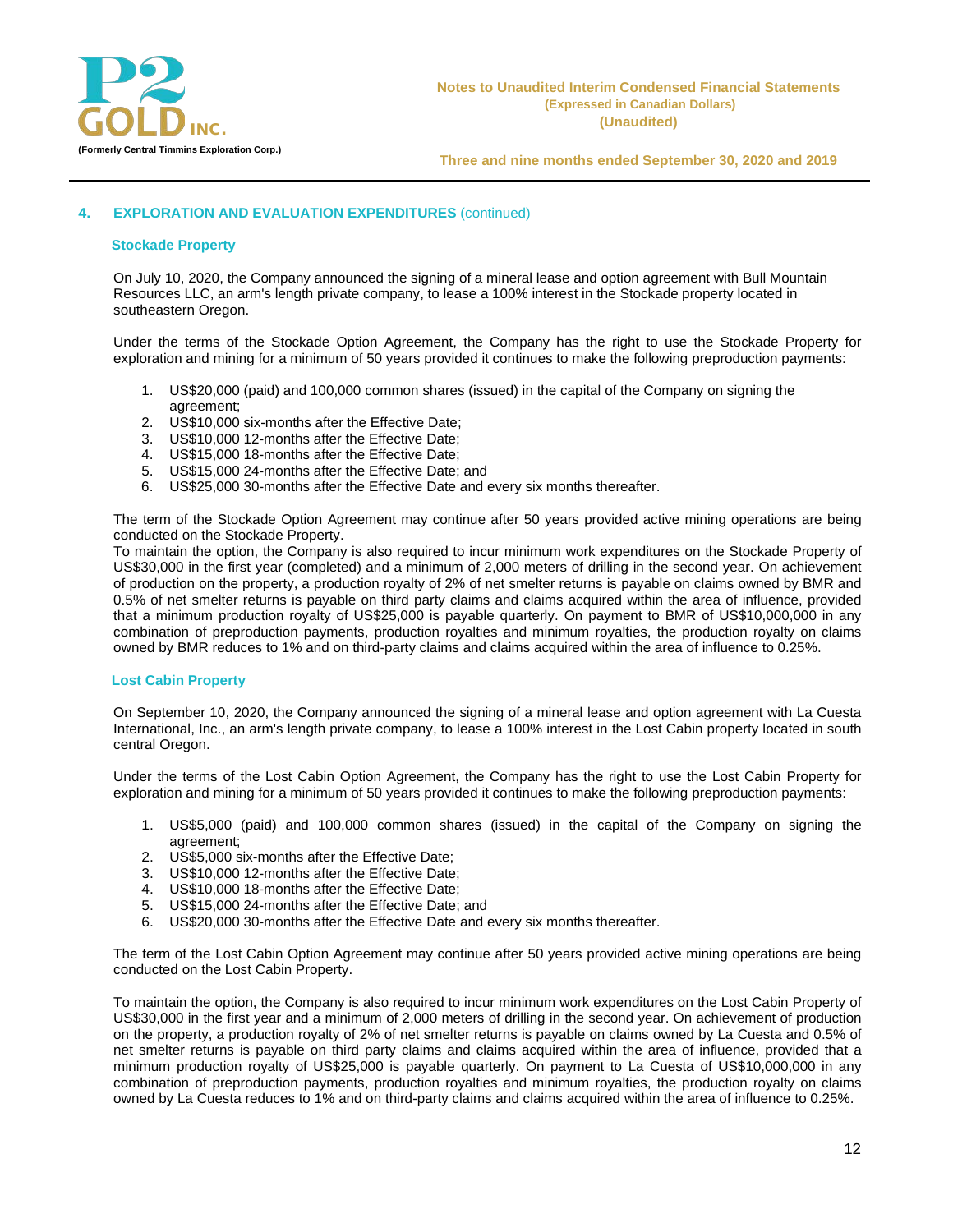## 4. EXPLORATION AND EVALUATION EXPENDITURES (continued)

### Stockade Property

On July 10, 2020, the Company announced the signing of a mineral lease and option agreement with Bull Mountain Resources LLC, an arm's length private company, to lease a 100% interest in the Stockade property located in southeastern Oregon.

Under the terms of the Stockade Option Agreement, the Company has the right to use the Stockade Property for exploration and mining for a minimum of 50 years provided it continues to make the following preproduction payments:

1. US$20,000 (paid) and 100,000 common shares (issued) in the capital of the Company on signing the agreement;
2. US$10,000 six-months after the Effective Date;
3. US$10,000 12-months after the Effective Date;
4. US$15,000 18-months after the Effective Date;
5. US$15,000 24-months after the Effective Date; and
6. US$25,000 30-months after the Effective Date and every six months thereafter.

The term of the Stockade Option Agreement may continue after 50 years provided active mining operations are being conducted on the Stockade Property.
To maintain the option, the Company is also required to incur minimum work expenditures on the Stockade Property of US$30,000 in the first year (completed) and a minimum of 2,000 meters of drilling in the second year. On achievement of production on the property, a production royalty of 2% of net smelter returns is payable on claims owned by BMR and 0.5% of net smelter returns is payable on third party claims and claims acquired within the area of influence, provided that a minimum production royalty of US$25,000 is payable quarterly. On payment to BMR of US$10,000,000 in any combination of preproduction payments, production royalties and minimum royalties, the production royalty on claims owned by BMR reduces to 1% and on third-party claims and claims acquired within the area of influence to 0.25%.

### Lost Cabin Property

On September 10, 2020, the Company announced the signing of a mineral lease and option agreement with La Cuesta International, Inc., an arm's length private company, to lease a 100% interest in the Lost Cabin property located in south central Oregon.

Under the terms of the Lost Cabin Option Agreement, the Company has the right to use the Lost Cabin Property for exploration and mining for a minimum of 50 years provided it continues to make the following preproduction payments:

1. US$5,000 (paid) and 100,000 common shares (issued) in the capital of the Company on signing the agreement;
2. US$5,000 six-months after the Effective Date;
3. US$10,000 12-months after the Effective Date;
4. US$10,000 18-months after the Effective Date;
5. US$15,000 24-months after the Effective Date; and
6. US$20,000 30-months after the Effective Date and every six months thereafter.

The term of the Lost Cabin Option Agreement may continue after 50 years provided active mining operations are being conducted on the Lost Cabin Property.

To maintain the option, the Company is also required to incur minimum work expenditures on the Lost Cabin Property of US$30,000 in the first year and a minimum of 2,000 meters of drilling in the second year. On achievement of production on the property, a production royalty of 2% of net smelter returns is payable on claims owned by La Cuesta and 0.5% of net smelter returns is payable on third party claims and claims acquired within the area of influence, provided that a minimum production royalty of US$25,000 is payable quarterly. On payment to La Cuesta of US$10,000,000 in any combination of preproduction payments, production royalties and minimum royalties, the production royalty on claims owned by La Cuesta reduces to 1% and on third-party claims and claims acquired within the area of influence to 0.25%.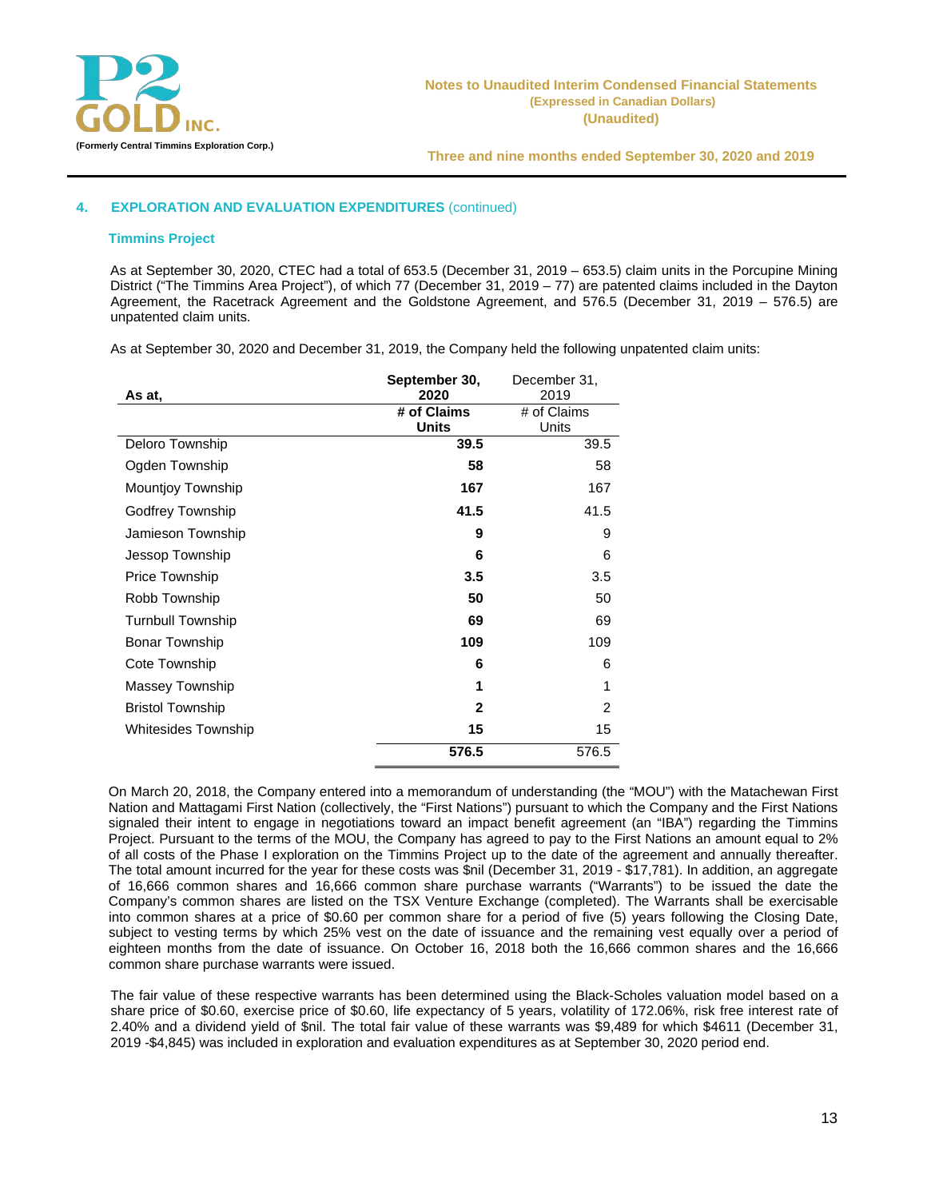## 4. EXPLORATION AND EVALUATION EXPENDITURES (continued)

### Timmins Project

As at September 30, 2020, CTEC had a total of 653.5 (December 31, 2019 – 653.5) claim units in the Porcupine Mining District ("The Timmins Area Project"), of which 77 (December 31, 2019 – 77) are patented claims included in the Dayton Agreement, the Racetrack Agreement and the Goldstone Agreement, and 576.5 (December 31, 2019 – 576.5) are unpatented claim units.

As at September 30, 2020 and December 31, 2019, the Company held the following unpatented claim units:

| As at, | **September 30, 2020** | December 31, 2019 |
|---|---|---|
| | **# of Claims Units** | # of Claims Units |
| Deloro Township | **39.5** | 39.5 |
| Ogden Township | **58** | 58 |
| Mountjoy Township | **167** | 167 |
| Godfrey Township | **41.5** | 41.5 |
| Jamieson Township | **9** | 9 |
| Jessop Township | **6** | 6 |
| Price Township | **3.5** | 3.5 |
| Robb Township | **50** | 50 |
| Turnbull Township | **69** | 69 |
| Bonar Township | **109** | 109 |
| Cote Township | **6** | 6 |
| Massey Township | **1** | 1 |
| Bristol Township | **2** | 2 |
| Whitesides Township | **15** | 15 |
| | **576.5** | 576.5 |

On March 20, 2018, the Company entered into a memorandum of understanding (the "MOU") with the Matachewan First Nation and Mattagami First Nation (collectively, the "First Nations") pursuant to which the Company and the First Nations signaled their intent to engage in negotiations toward an impact benefit agreement (an "IBA") regarding the Timmins Project. Pursuant to the terms of the MOU, the Company has agreed to pay to the First Nations an amount equal to 2% of all costs of the Phase I exploration on the Timmins Project up to the date of the agreement and annually thereafter. The total amount incurred for the year for these costs was $nil (December 31, 2019 - $17,781). In addition, an aggregate of 16,666 common shares and 16,666 common share purchase warrants ("Warrants") to be issued the date the Company's common shares are listed on the TSX Venture Exchange (completed). The Warrants shall be exercisable into common shares at a price of $0.60 per common share for a period of five (5) years following the Closing Date, subject to vesting terms by which 25% vest on the date of issuance and the remaining vest equally over a period of eighteen months from the date of issuance. On October 16, 2018 both the 16,666 common shares and the 16,666 common share purchase warrants were issued.

The fair value of these respective warrants has been determined using the Black-Scholes valuation model based on a share price of $0.60, exercise price of $0.60, life expectancy of 5 years, volatility of 172.06%, risk free interest rate of 2.40% and a dividend yield of $nil. The total fair value of these warrants was $9,489 for which $4611 (December 31, 2019 -$4,845) was included in exploration and evaluation expenditures as at September 30, 2020 period end.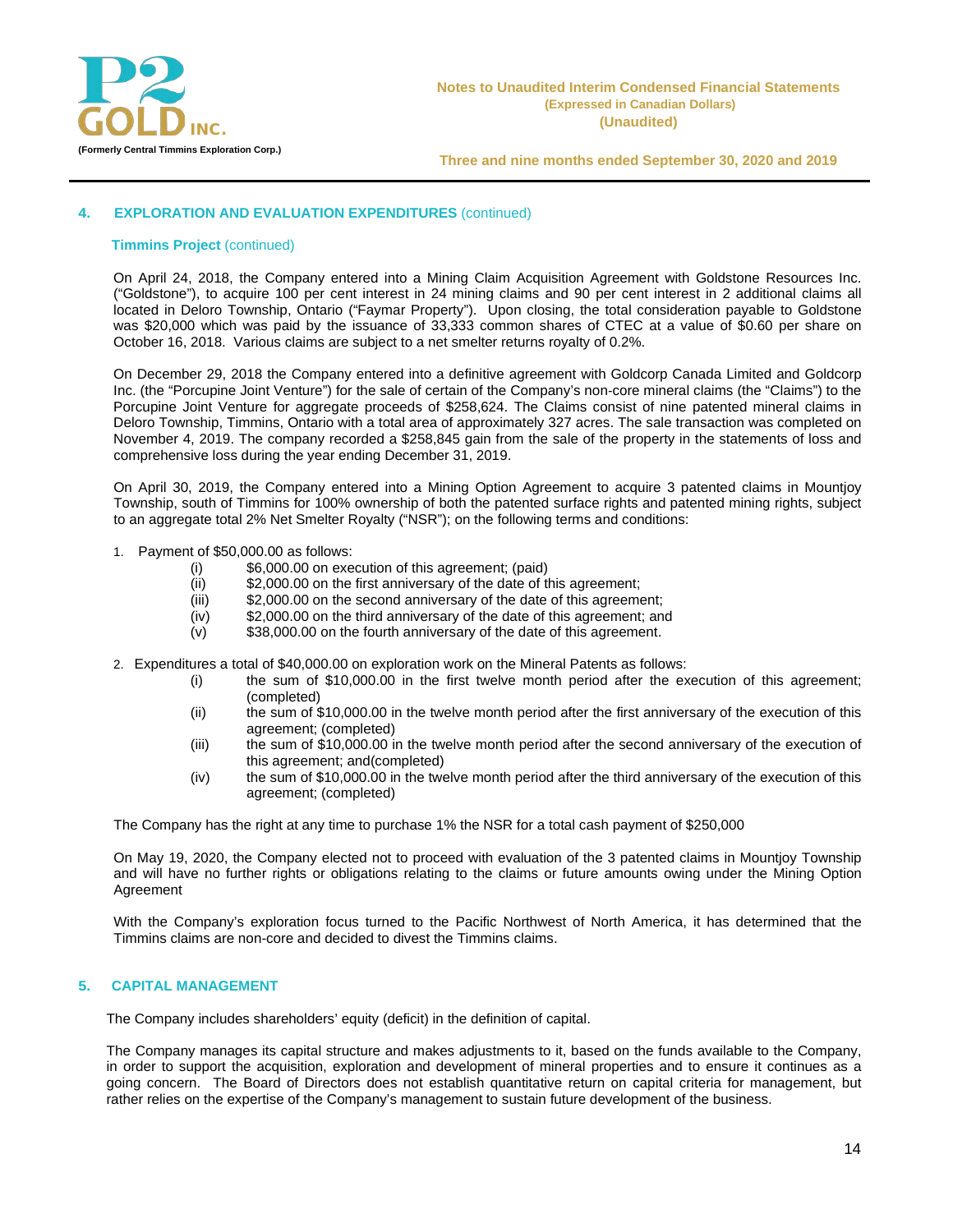## 4. EXPLORATION AND EVALUATION EXPENDITURES (continued)

### Timmins Project (continued)

On April 24, 2018, the Company entered into a Mining Claim Acquisition Agreement with Goldstone Resources Inc. ("Goldstone"), to acquire 100 per cent interest in 24 mining claims and 90 per cent interest in 2 additional claims all located in Deloro Township, Ontario ("Faymar Property"). Upon closing, the total consideration payable to Goldstone was $20,000 which was paid by the issuance of 33,333 common shares of CTEC at a value of $0.60 per share on October 16, 2018. Various claims are subject to a net smelter returns royalty of 0.2%.

On December 29, 2018 the Company entered into a definitive agreement with Goldcorp Canada Limited and Goldcorp Inc. (the "Porcupine Joint Venture") for the sale of certain of the Company's non-core mineral claims (the "Claims") to the Porcupine Joint Venture for aggregate proceeds of $258,624. The Claims consist of nine patented mineral claims in Deloro Township, Timmins, Ontario with a total area of approximately 327 acres. The sale transaction was completed on November 4, 2019. The company recorded a $258,845 gain from the sale of the property in the statements of loss and comprehensive loss during the year ending December 31, 2019.

On April 30, 2019, the Company entered into a Mining Option Agreement to acquire 3 patented claims in Mountjoy Township, south of Timmins for 100% ownership of both the patented surface rights and patented mining rights, subject to an aggregate total 2% Net Smelter Royalty ("NSR"); on the following terms and conditions:

1. Payment of $50,000.00 as follows:
   - (i) $6,000.00 on execution of this agreement; (paid)
   - (ii) $2,000.00 on the first anniversary of the date of this agreement;
   - (iii) $2,000.00 on the second anniversary of the date of this agreement;
   - (iv) $2,000.00 on the third anniversary of the date of this agreement; and
   - (v) $38,000.00 on the fourth anniversary of the date of this agreement.

2. Expenditures a total of $40,000.00 on exploration work on the Mineral Patents as follows:
   - (i) the sum of $10,000.00 in the first twelve month period after the execution of this agreement; (completed)
   - (ii) the sum of $10,000.00 in the twelve month period after the first anniversary of the execution of this agreement; (completed)
   - (iii) the sum of $10,000.00 in the twelve month period after the second anniversary of the execution of this agreement; and(completed)
   - (iv) the sum of $10,000.00 in the twelve month period after the third anniversary of the execution of this agreement; (completed)

The Company has the right at any time to purchase 1% the NSR for a total cash payment of $250,000

On May 19, 2020, the Company elected not to proceed with evaluation of the 3 patented claims in Mountjoy Township and will have no further rights or obligations relating to the claims or future amounts owing under the Mining Option Agreement

With the Company's exploration focus turned to the Pacific Northwest of North America, it has determined that the Timmins claims are non-core and decided to divest the Timmins claims.

## 5. CAPITAL MANAGEMENT

The Company includes shareholders' equity (deficit) in the definition of capital.

The Company manages its capital structure and makes adjustments to it, based on the funds available to the Company, in order to support the acquisition, exploration and development of mineral properties and to ensure it continues as a going concern. The Board of Directors does not establish quantitative return on capital criteria for management, but rather relies on the expertise of the Company's management to sustain future development of the business.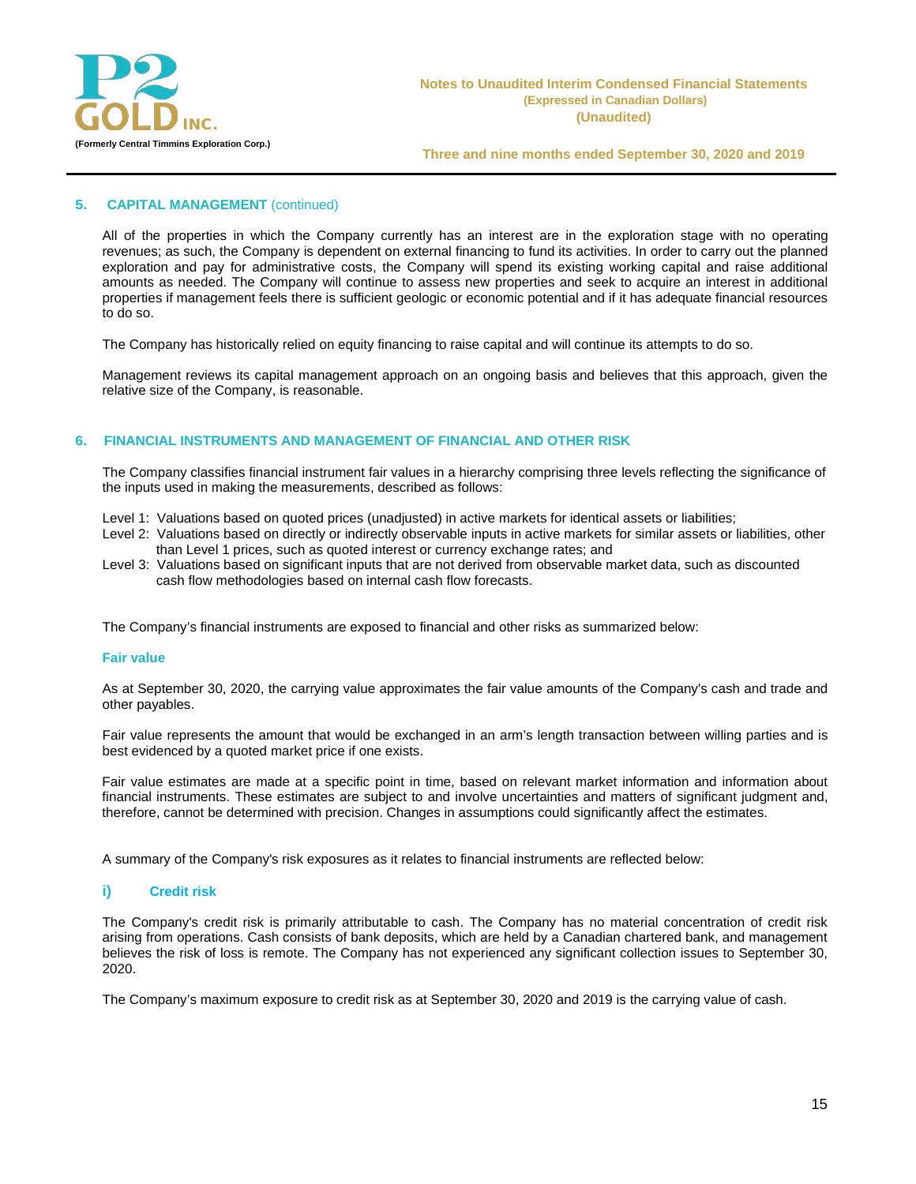## 5. CAPITAL MANAGEMENT (continued)

All of the properties in which the Company currently has an interest are in the exploration stage with no operating revenues; as such, the Company is dependent on external financing to fund its activities. In order to carry out the planned exploration and pay for administrative costs, the Company will spend its existing working capital and raise additional amounts as needed. The Company will continue to assess new properties and seek to acquire an interest in additional properties if management feels there is sufficient geologic or economic potential and if it has adequate financial resources to do so.

The Company has historically relied on equity financing to raise capital and will continue its attempts to do so.

Management reviews its capital management approach on an ongoing basis and believes that this approach, given the relative size of the Company, is reasonable.

## 6. FINANCIAL INSTRUMENTS AND MANAGEMENT OF FINANCIAL AND OTHER RISK

The Company classifies financial instrument fair values in a hierarchy comprising three levels reflecting the significance of the inputs used in making the measurements, described as follows:

Level 1: Valuations based on quoted prices (unadjusted) in active markets for identical assets or liabilities;
Level 2: Valuations based on directly or indirectly observable inputs in active markets for similar assets or liabilities, other than Level 1 prices, such as quoted interest or currency exchange rates; and
Level 3: Valuations based on significant inputs that are not derived from observable market data, such as discounted cash flow methodologies based on internal cash flow forecasts.

The Company's financial instruments are exposed to financial and other risks as summarized below:

### Fair value

As at September 30, 2020, the carrying value approximates the fair value amounts of the Company's cash and trade and other payables.

Fair value represents the amount that would be exchanged in an arm's length transaction between willing parties and is best evidenced by a quoted market price if one exists.

Fair value estimates are made at a specific point in time, based on relevant market information and information about financial instruments. These estimates are subject to and involve uncertainties and matters of significant judgment and, therefore, cannot be determined with precision. Changes in assumptions could significantly affect the estimates.

A summary of the Company's risk exposures as it relates to financial instruments are reflected below:

### i) Credit risk

The Company's credit risk is primarily attributable to cash. The Company has no material concentration of credit risk arising from operations. Cash consists of bank deposits, which are held by a Canadian chartered bank, and management believes the risk of loss is remote. The Company has not experienced any significant collection issues to September 30, 2020.

The Company's maximum exposure to credit risk as at September 30, 2020 and 2019 is the carrying value of cash.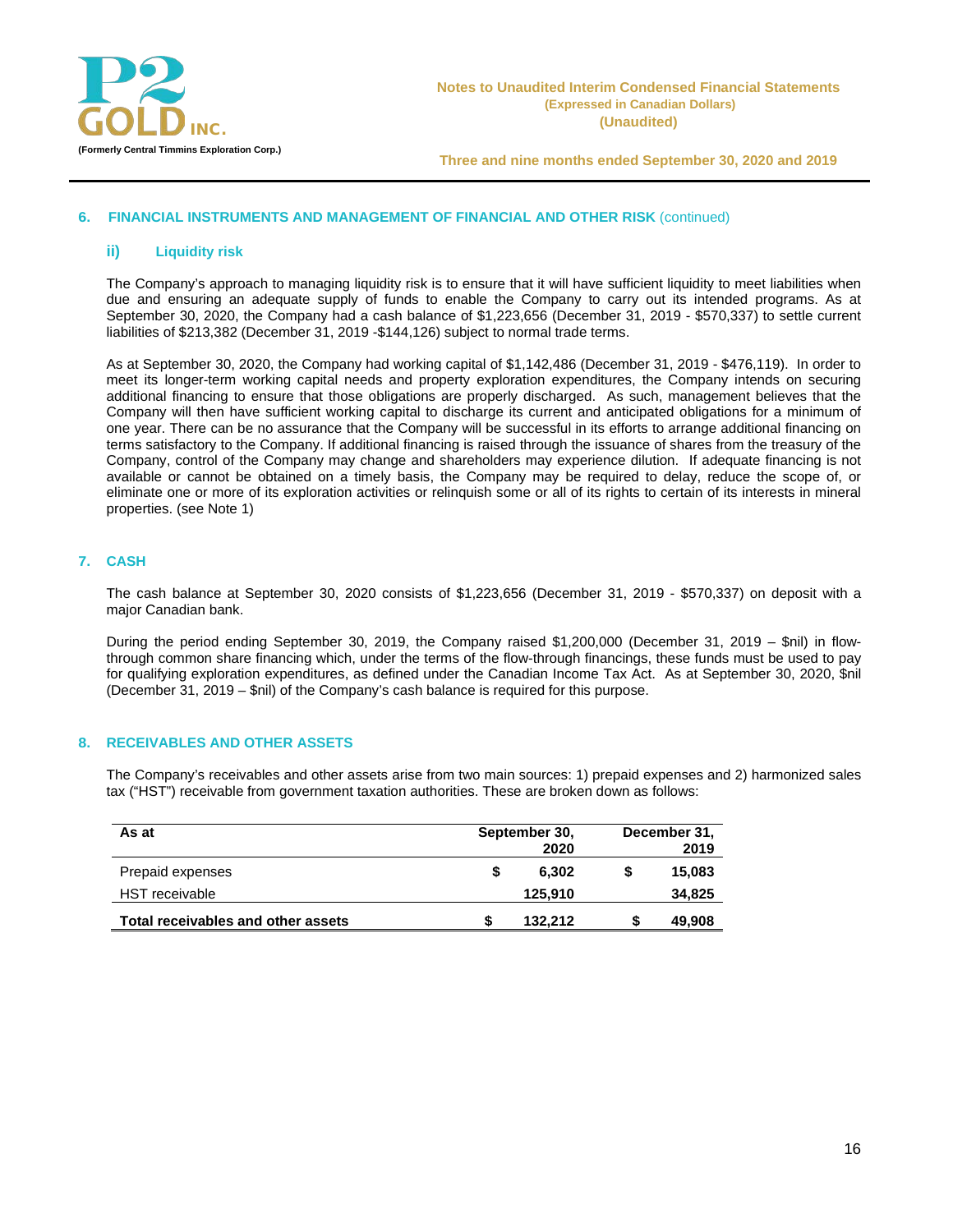## 6. FINANCIAL INSTRUMENTS AND MANAGEMENT OF FINANCIAL AND OTHER RISK (continued)

### ii) Liquidity risk

The Company's approach to managing liquidity risk is to ensure that it will have sufficient liquidity to meet liabilities when due and ensuring an adequate supply of funds to enable the Company to carry out its intended programs. As at September 30, 2020, the Company had a cash balance of $1,223,656 (December 31, 2019 - $570,337) to settle current liabilities of $213,382 (December 31, 2019 -$144,126) subject to normal trade terms.

As at September 30, 2020, the Company had working capital of $1,142,486 (December 31, 2019 - $476,119). In order to meet its longer-term working capital needs and property exploration expenditures, the Company intends on securing additional financing to ensure that those obligations are properly discharged. As such, management believes that the Company will then have sufficient working capital to discharge its current and anticipated obligations for a minimum of one year. There can be no assurance that the Company will be successful in its efforts to arrange additional financing on terms satisfactory to the Company. If additional financing is raised through the issuance of shares from the treasury of the Company, control of the Company may change and shareholders may experience dilution. If adequate financing is not available or cannot be obtained on a timely basis, the Company may be required to delay, reduce the scope of, or eliminate one or more of its exploration activities or relinquish some or all of its rights to certain of its interests in mineral properties. (see Note 1)

## 7. CASH

The cash balance at September 30, 2020 consists of $1,223,656 (December 31, 2019 - $570,337) on deposit with a major Canadian bank.

During the period ending September 30, 2019, the Company raised $1,200,000 (December 31, 2019 – $nil) in flow-through common share financing which, under the terms of the flow-through financings, these funds must be used to pay for qualifying exploration expenditures, as defined under the Canadian Income Tax Act. As at September 30, 2020, $nil (December 31, 2019 – $nil) of the Company's cash balance is required for this purpose.

## 8. RECEIVABLES AND OTHER ASSETS

The Company's receivables and other assets arise from two main sources: 1) prepaid expenses and 2) harmonized sales tax ("HST") receivable from government taxation authorities. These are broken down as follows:

| As at | September 30, 2020 | December 31, 2019 |
|---|---|---|
| Prepaid expenses | $ 6,302 | $ 15,083 |
| HST receivable | 125,910 | 34,825 |
| **Total receivables and other assets** | **$ 132,212** | **$ 49,908** |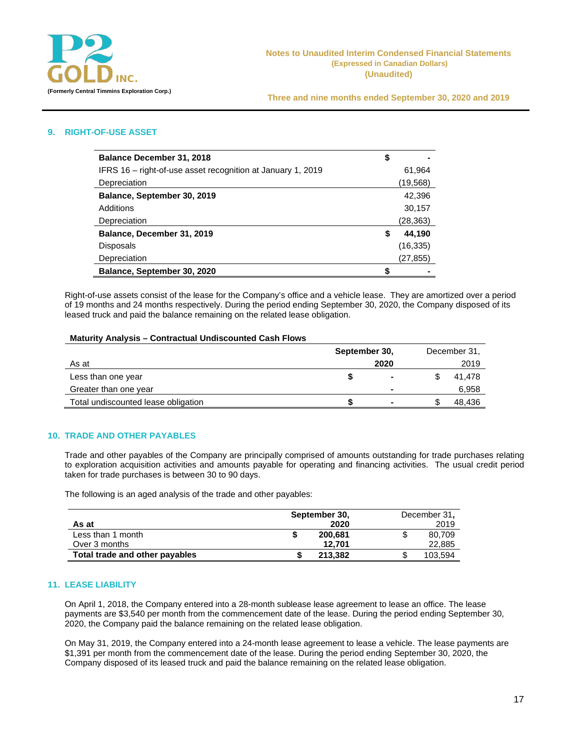## 9. RIGHT-OF-USE ASSET

| | |
|---|---|
| **Balance December 31, 2018** | **$ -** |
| IFRS 16 – right-of-use asset recognition at January 1, 2019 | 61,964 |
| Depreciation | (19,568) |
| **Balance, September 30, 2019** | 42,396 |
| Additions | 30,157 |
| Depreciation | (28,363) |
| **Balance, December 31, 2019** | **$ 44,190** |
| Disposals | (16,335) |
| Depreciation | (27,855) |
| **Balance, September 30, 2020** | **$ -** |

Right-of-use assets consist of the lease for the Company's office and a vehicle lease. They are amortized over a period of 19 months and 24 months respectively. During the period ending September 30, 2020, the Company disposed of its leased truck and paid the balance remaining on the related lease obligation.

**Maturity Analysis – Contractual Undiscounted Cash Flows**

| As at | **September 30, 2020** | December 31, 2019 |
|---|---|---|
| Less than one year | **$ -** | $ 41,478 |
| Greater than one year | **-** | 6,958 |
| Total undiscounted lease obligation | **$ -** | $ 48,436 |

## 10. TRADE AND OTHER PAYABLES

Trade and other payables of the Company are principally comprised of amounts outstanding for trade purchases relating to exploration acquisition activities and amounts payable for operating and financing activities. The usual credit period taken for trade purchases is between 30 to 90 days.

The following is an aged analysis of the trade and other payables:

| **As at** | **September 30, 2020** | December 31, 2019 |
|---|---|---|
| Less than 1 month | **$ 200,681** | $ 80,709 |
| Over 3 months | **12,701** | 22,885 |
| **Total trade and other payables** | **$ 213,382** | $ 103,594 |

## 11. LEASE LIABILITY

On April 1, 2018, the Company entered into a 28-month sublease lease agreement to lease an office. The lease payments are $3,540 per month from the commencement date of the lease. During the period ending September 30, 2020, the Company paid the balance remaining on the related lease obligation.

On May 31, 2019, the Company entered into a 24-month lease agreement to lease a vehicle. The lease payments are $1,391 per month from the commencement date of the lease. During the period ending September 30, 2020, the Company disposed of its leased truck and paid the balance remaining on the related lease obligation.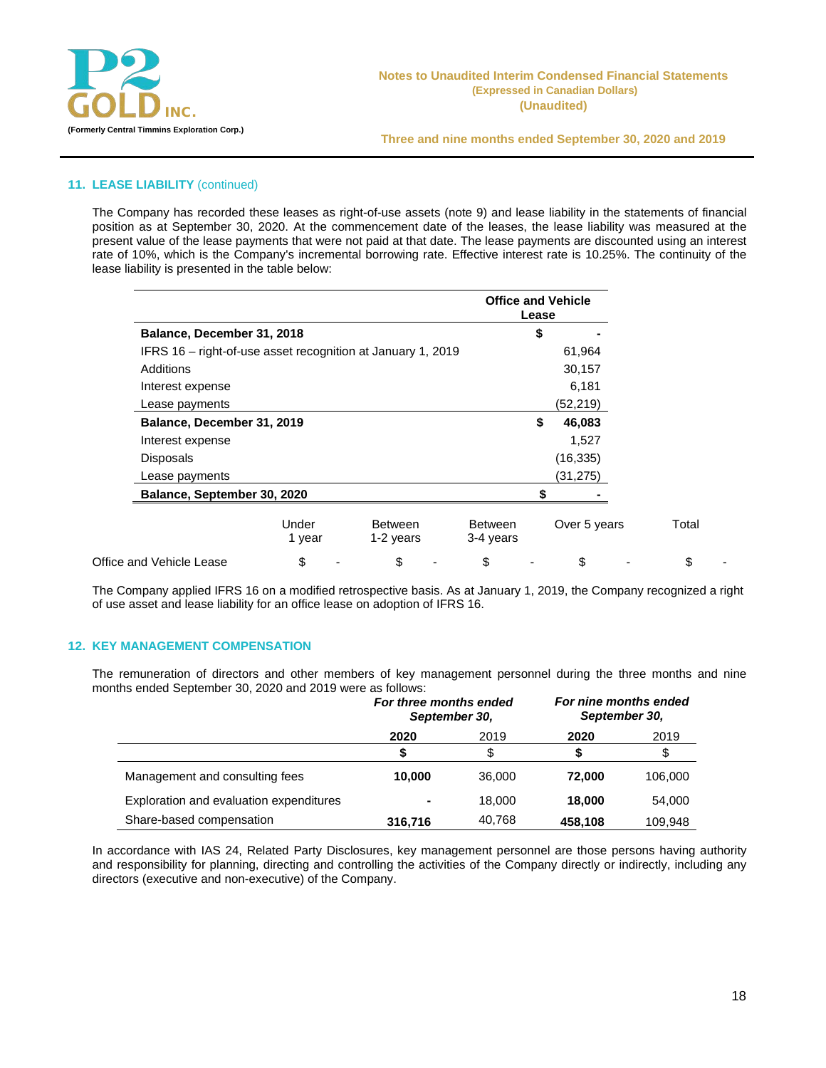## 11. LEASE LIABILITY (continued)

The Company has recorded these leases as right-of-use assets (note 9) and lease liability in the statements of financial position as at September 30, 2020. At the commencement date of the leases, the lease liability was measured at the present value of the lease payments that were not paid at that date. The lease payments are discounted using an interest rate of 10%, which is the Company's incremental borrowing rate. Effective interest rate is 10.25%. The continuity of the lease liability is presented in the table below:

| | Office and Vehicle Lease |
|---|---|
| **Balance, December 31, 2018** | **$ -** |
| IFRS 16 – right-of-use asset recognition at January 1, 2019 | 61,964 |
| Additions | 30,157 |
| Interest expense | 6,181 |
| Lease payments | (52,219) |
| **Balance, December 31, 2019** | **$ 46,083** |
| Interest expense | 1,527 |
| Disposals | (16,335) |
| Lease payments | (31,275) |
| **Balance, September 30, 2020** | **$ -** |

| | Under 1 year | Between 1-2 years | Between 3-4 years | Over 5 years | Total |
|---|---|---|---|---|---|
| Office and Vehicle Lease | $ - | $ - | $ - | $ - | $ - |

The Company applied IFRS 16 on a modified retrospective basis. As at January 1, 2019, the Company recognized a right of use asset and lease liability for an office lease on adoption of IFRS 16.

## 12. KEY MANAGEMENT COMPENSATION

The remuneration of directors and other members of key management personnel during the three months and nine months ended September 30, 2020 and 2019 were as follows:

| | *For three months ended September 30,* | | *For nine months ended September 30,* | |
|---|---|---|---|---|
| | **2020** | 2019 | **2020** | 2019 |
| | **$** | $ | **$** | $ |
| Management and consulting fees | **10,000** | 36,000 | **72,000** | 106,000 |
| Exploration and evaluation expenditures | **-** | 18,000 | **18,000** | 54,000 |
| Share-based compensation | **316,716** | 40,768 | **458,108** | 109,948 |

In accordance with IAS 24, Related Party Disclosures, key management personnel are those persons having authority and responsibility for planning, directing and controlling the activities of the Company directly or indirectly, including any directors (executive and non-executive) of the Company.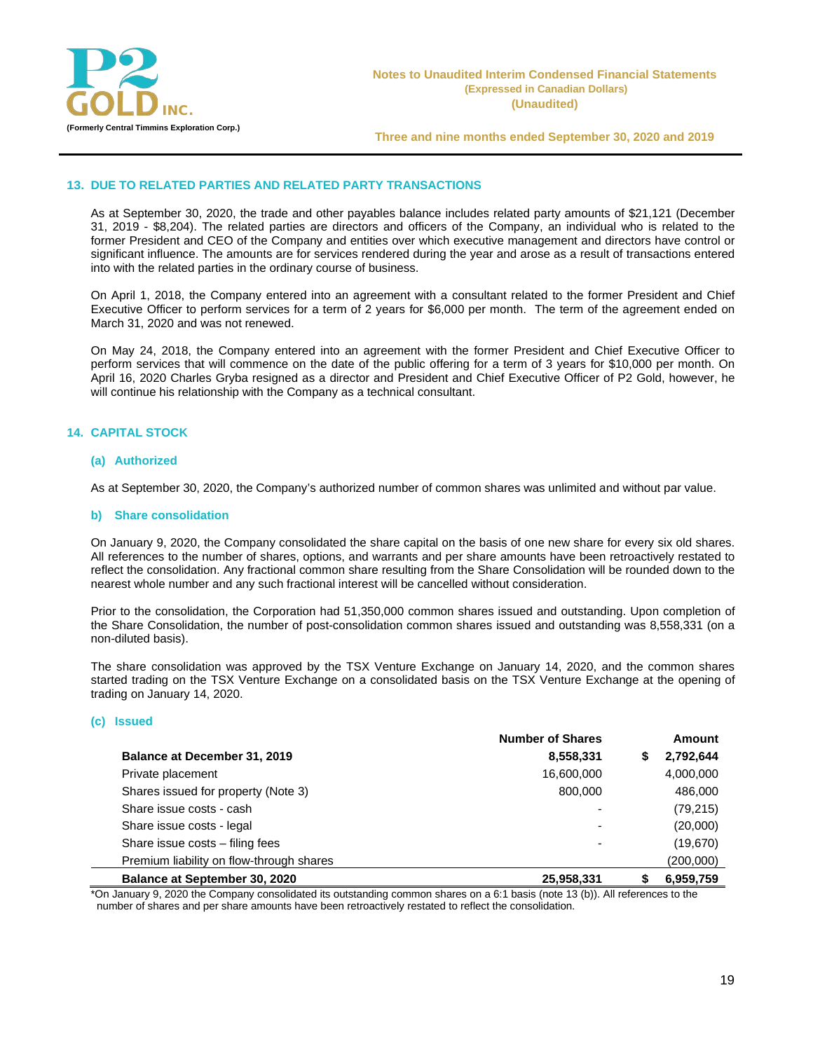## 13. DUE TO RELATED PARTIES AND RELATED PARTY TRANSACTIONS

As at September 30, 2020, the trade and other payables balance includes related party amounts of $21,121 (December 31, 2019 - $8,204). The related parties are directors and officers of the Company, an individual who is related to the former President and CEO of the Company and entities over which executive management and directors have control or significant influence. The amounts are for services rendered during the year and arose as a result of transactions entered into with the related parties in the ordinary course of business.

On April 1, 2018, the Company entered into an agreement with a consultant related to the former President and Chief Executive Officer to perform services for a term of 2 years for $6,000 per month. The term of the agreement ended on March 31, 2020 and was not renewed.

On May 24, 2018, the Company entered into an agreement with the former President and Chief Executive Officer to perform services that will commence on the date of the public offering for a term of 3 years for $10,000 per month. On April 16, 2020 Charles Gryba resigned as a director and President and Chief Executive Officer of P2 Gold, however, he will continue his relationship with the Company as a technical consultant.

## 14. CAPITAL STOCK

### (a) Authorized

As at September 30, 2020, the Company's authorized number of common shares was unlimited and without par value.

### b) Share consolidation

On January 9, 2020, the Company consolidated the share capital on the basis of one new share for every six old shares. All references to the number of shares, options, and warrants and per share amounts have been retroactively restated to reflect the consolidation. Any fractional common share resulting from the Share Consolidation will be rounded down to the nearest whole number and any such fractional interest will be cancelled without consideration.

Prior to the consolidation, the Corporation had 51,350,000 common shares issued and outstanding. Upon completion of the Share Consolidation, the number of post-consolidation common shares issued and outstanding was 8,558,331 (on a non-diluted basis).

The share consolidation was approved by the TSX Venture Exchange on January 14, 2020, and the common shares started trading on the TSX Venture Exchange on a consolidated basis on the TSX Venture Exchange at the opening of trading on January 14, 2020.

### (c) Issued

| | Number of Shares | Amount |
|---|---|---|
| **Balance at December 31, 2019** | **8,558,331** | **$ 2,792,644** |
| Private placement | 16,600,000 | 4,000,000 |
| Shares issued for property (Note 3) | 800,000 | 486,000 |
| Share issue costs - cash | - | (79,215) |
| Share issue costs - legal | - | (20,000) |
| Share issue costs – filing fees | - | (19,670) |
| Premium liability on flow-through shares | | (200,000) |
| **Balance at September 30, 2020** | **25,958,331** | **$ 6,959,759** |

*On January 9, 2020 the Company consolidated its outstanding common shares on a 6:1 basis (note 13 (b)). All references to the number of shares and per share amounts have been retroactively restated to reflect the consolidation.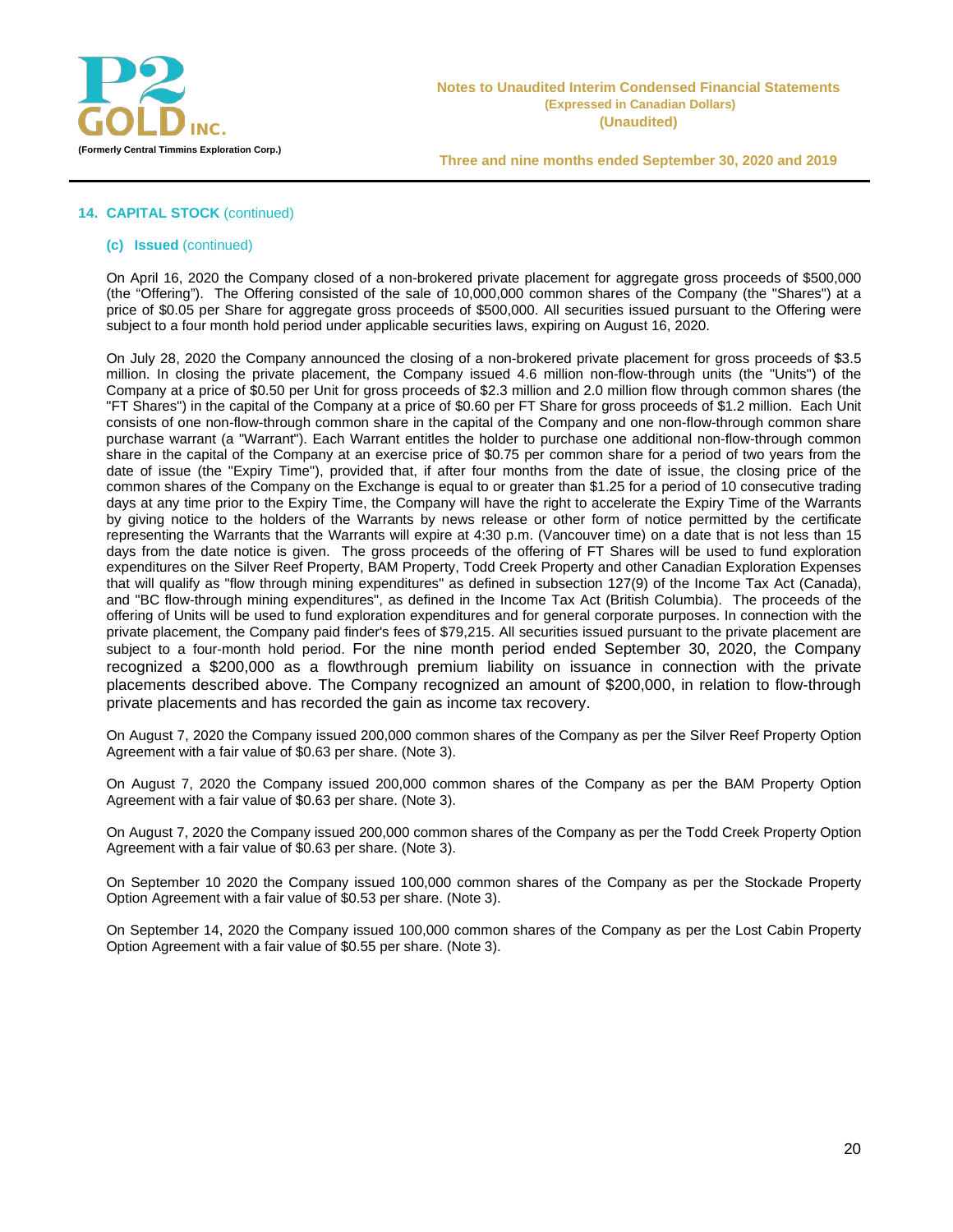## 14. CAPITAL STOCK (continued)

### (c) Issued (continued)

On April 16, 2020 the Company closed of a non-brokered private placement for aggregate gross proceeds of $500,000 (the "Offering"). The Offering consisted of the sale of 10,000,000 common shares of the Company (the "Shares") at a price of $0.05 per Share for aggregate gross proceeds of $500,000. All securities issued pursuant to the Offering were subject to a four month hold period under applicable securities laws, expiring on August 16, 2020.

On July 28, 2020 the Company announced the closing of a non-brokered private placement for gross proceeds of $3.5 million. In closing the private placement, the Company issued 4.6 million non-flow-through units (the "Units") of the Company at a price of $0.50 per Unit for gross proceeds of $2.3 million and 2.0 million flow through common shares (the "FT Shares") in the capital of the Company at a price of $0.60 per FT Share for gross proceeds of $1.2 million. Each Unit consists of one non-flow-through common share in the capital of the Company and one non-flow-through common share purchase warrant (a "Warrant"). Each Warrant entitles the holder to purchase one additional non-flow-through common share in the capital of the Company at an exercise price of $0.75 per common share for a period of two years from the date of issue (the "Expiry Time"), provided that, if after four months from the date of issue, the closing price of the common shares of the Company on the Exchange is equal to or greater than $1.25 for a period of 10 consecutive trading days at any time prior to the Expiry Time, the Company will have the right to accelerate the Expiry Time of the Warrants by giving notice to the holders of the Warrants by news release or other form of notice permitted by the certificate representing the Warrants that the Warrants will expire at 4:30 p.m. (Vancouver time) on a date that is not less than 15 days from the date notice is given. The gross proceeds of the offering of FT Shares will be used to fund exploration expenditures on the Silver Reef Property, BAM Property, Todd Creek Property and other Canadian Exploration Expenses that will qualify as "flow through mining expenditures" as defined in subsection 127(9) of the Income Tax Act (Canada), and "BC flow-through mining expenditures", as defined in the Income Tax Act (British Columbia). The proceeds of the offering of Units will be used to fund exploration expenditures and for general corporate purposes. In connection with the private placement, the Company paid finder's fees of $79,215. All securities issued pursuant to the private placement are subject to a four-month hold period. For the nine month period ended September 30, 2020, the Company recognized a $200,000 as a flowthrough premium liability on issuance in connection with the private placements described above. The Company recognized an amount of $200,000, in relation to flow-through private placements and has recorded the gain as income tax recovery.

On August 7, 2020 the Company issued 200,000 common shares of the Company as per the Silver Reef Property Option Agreement with a fair value of $0.63 per share. (Note 3).

On August 7, 2020 the Company issued 200,000 common shares of the Company as per the BAM Property Option Agreement with a fair value of $0.63 per share. (Note 3).

On August 7, 2020 the Company issued 200,000 common shares of the Company as per the Todd Creek Property Option Agreement with a fair value of $0.63 per share. (Note 3).

On September 10 2020 the Company issued 100,000 common shares of the Company as per the Stockade Property Option Agreement with a fair value of $0.53 per share. (Note 3).

On September 14, 2020 the Company issued 100,000 common shares of the Company as per the Lost Cabin Property Option Agreement with a fair value of $0.55 per share. (Note 3).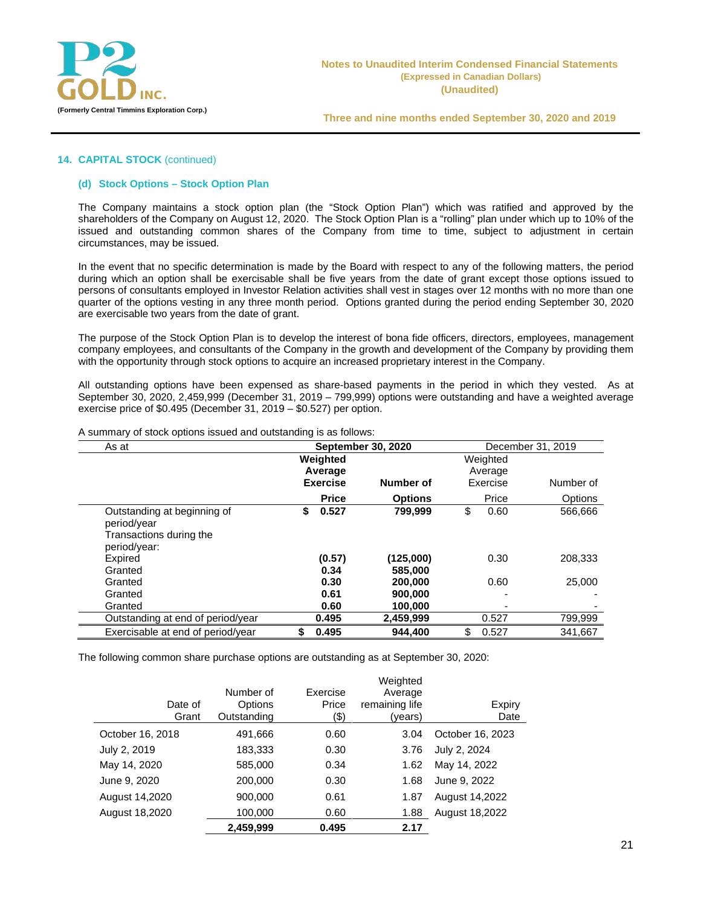## 14. CAPITAL STOCK (continued)

### (d) Stock Options – Stock Option Plan

The Company maintains a stock option plan (the "Stock Option Plan") which was ratified and approved by the shareholders of the Company on August 12, 2020. The Stock Option Plan is a "rolling" plan under which up to 10% of the issued and outstanding common shares of the Company from time to time, subject to adjustment in certain circumstances, may be issued.

In the event that no specific determination is made by the Board with respect to any of the following matters, the period during which an option shall be exercisable shall be five years from the date of grant except those options issued to persons of consultants employed in Investor Relation activities shall vest in stages over 12 months with no more than one quarter of the options vesting in any three month period. Options granted during the period ending September 30, 2020 are exercisable two years from the date of grant.

The purpose of the Stock Option Plan is to develop the interest of bona fide officers, directors, employees, management company employees, and consultants of the Company in the growth and development of the Company by providing them with the opportunity through stock options to acquire an increased proprietary interest in the Company.

All outstanding options have been expensed as share-based payments in the period in which they vested. As at September 30, 2020, 2,459,999 (December 31, 2019 – 799,999) options were outstanding and have a weighted average exercise price of $0.495 (December 31, 2019 – $0.527) per option.

A summary of stock options issued and outstanding is as follows:

| As at | **September 30, 2020** | | December 31, 2019 | |
|---|---|---|---|---|
| | **Weighted Average Exercise Price** | **Number of Options** | Weighted Average Exercise Price | Number of Options |
| Outstanding at beginning of period/year | **$ 0.527** | **799,999** | $ 0.60 | 566,666 |
| Transactions during the period/year: | | | | |
| Expired | **(0.57)** | **(125,000)** | 0.30 | 208,333 |
| Granted | **0.34** | **585,000** | | |
| Granted | **0.30** | **200,000** | 0.60 | 25,000 |
| Granted | **0.61** | **900,000** | - | - |
| Granted | **0.60** | **100,000** | - | - |
| Outstanding at end of period/year | **0.495** | **2,459,999** | 0.527 | 799,999 |
| Exercisable at end of period/year | **$ 0.495** | **944,400** | $ 0.527 | 341,667 |

The following common share purchase options are outstanding as at September 30, 2020:

| Date of Grant | Number of Options Outstanding | Exercise Price ($) | Weighted Average remaining life (years) | Expiry Date |
|---|---|---|---|---|
| October 16, 2018 | 491,666 | 0.60 | 3.04 | October 16, 2023 |
| July 2, 2019 | 183,333 | 0.30 | 3.76 | July 2, 2024 |
| May 14, 2020 | 585,000 | 0.34 | 1.62 | May 14, 2022 |
| June 9, 2020 | 200,000 | 0.30 | 1.68 | June 9, 2022 |
| August 14,2020 | 900,000 | 0.61 | 1.87 | August 14,2022 |
| August 18,2020 | 100,000 | 0.60 | 1.88 | August 18,2022 |
| | **2,459,999** | **0.495** | **2.17** | |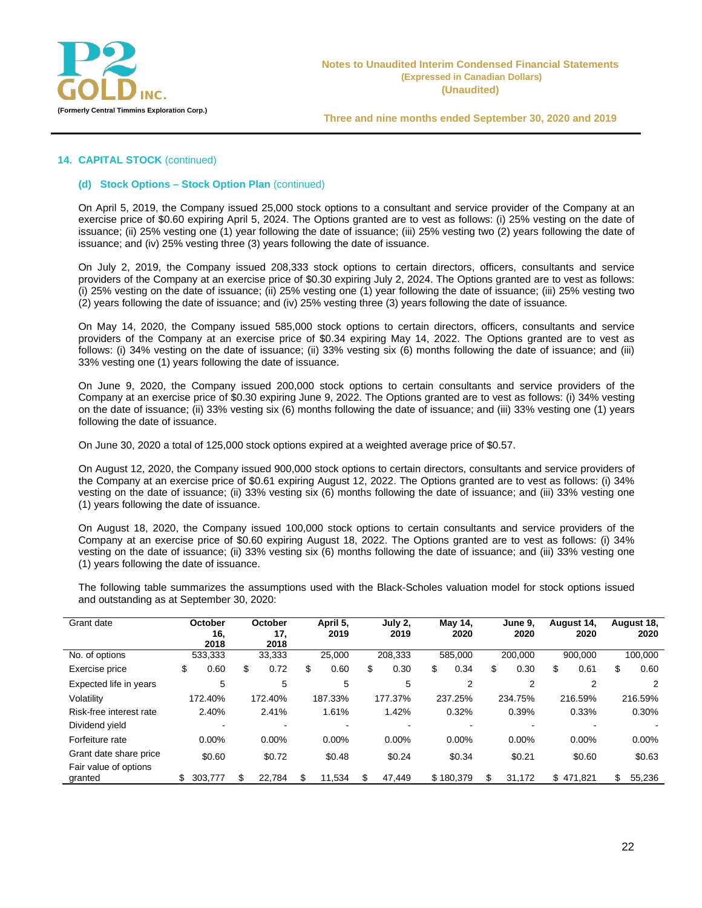## 14. CAPITAL STOCK (continued)

### (d) Stock Options – Stock Option Plan (continued)

On April 5, 2019, the Company issued 25,000 stock options to a consultant and service provider of the Company at an exercise price of $0.60 expiring April 5, 2024. The Options granted are to vest as follows: (i) 25% vesting on the date of issuance; (ii) 25% vesting one (1) year following the date of issuance; (iii) 25% vesting two (2) years following the date of issuance; and (iv) 25% vesting three (3) years following the date of issuance.

On July 2, 2019, the Company issued 208,333 stock options to certain directors, officers, consultants and service providers of the Company at an exercise price of $0.30 expiring July 2, 2024. The Options granted are to vest as follows: (i) 25% vesting on the date of issuance; (ii) 25% vesting one (1) year following the date of issuance; (iii) 25% vesting two (2) years following the date of issuance; and (iv) 25% vesting three (3) years following the date of issuance.

On May 14, 2020, the Company issued 585,000 stock options to certain directors, officers, consultants and service providers of the Company at an exercise price of $0.34 expiring May 14, 2022. The Options granted are to vest as follows: (i) 34% vesting on the date of issuance; (ii) 33% vesting six (6) months following the date of issuance; and (iii) 33% vesting one (1) years following the date of issuance.

On June 9, 2020, the Company issued 200,000 stock options to certain consultants and service providers of the Company at an exercise price of $0.30 expiring June 9, 2022. The Options granted are to vest as follows: (i) 34% vesting on the date of issuance; (ii) 33% vesting six (6) months following the date of issuance; and (iii) 33% vesting one (1) years following the date of issuance.

On June 30, 2020 a total of 125,000 stock options expired at a weighted average price of $0.57.

On August 12, 2020, the Company issued 900,000 stock options to certain directors, consultants and service providers of the Company at an exercise price of $0.61 expiring August 12, 2022. The Options granted are to vest as follows: (i) 34% vesting on the date of issuance; (ii) 33% vesting six (6) months following the date of issuance; and (iii) 33% vesting one (1) years following the date of issuance.

On August 18, 2020, the Company issued 100,000 stock options to certain consultants and service providers of the Company at an exercise price of $0.60 expiring August 18, 2022. The Options granted are to vest as follows: (i) 34% vesting on the date of issuance; (ii) 33% vesting six (6) months following the date of issuance; and (iii) 33% vesting one (1) years following the date of issuance.

The following table summarizes the assumptions used with the Black-Scholes valuation model for stock options issued and outstanding as at September 30, 2020:

| Grant date | October 16, 2018 | October 17, 2018 | April 5, 2019 | July 2, 2019 | May 14, 2020 | June 9, 2020 | August 14, 2020 | August 18, 2020 |
|---|---|---|---|---|---|---|---|---|
| No. of options | 533,333 | 33,333 | 25,000 | 208,333 | 585,000 | 200,000 | 900,000 | 100,000 |
| Exercise price | $ 0.60 | $ 0.72 | $ 0.60 | $ 0.30 | $ 0.34 | $ 0.30 | $ 0.61 | $ 0.60 |
| Expected life in years | 5 | 5 | 5 | 5 | 2 | 2 | 2 | 2 |
| Volatility | 172.40% | 172.40% | 187.33% | 177.37% | 237.25% | 234.75% | 216.59% | 216.59% |
| Risk-free interest rate | 2.40% | 2.41% | 1.61% | 1.42% | 0.32% | 0.39% | 0.33% | 0.30% |
| Dividend yield | - | - | - | - | - | - | - | - |
| Forfeiture rate | 0.00% | 0.00% | 0.00% | 0.00% | 0.00% | 0.00% | 0.00% | 0.00% |
| Grant date share price | $0.60 | $0.72 | $0.48 | $0.24 | $0.34 | $0.21 | $0.60 | $0.63 |
| Fair value of options granted | $ 303,777 | $ 22,784 | $ 11,534 | $ 47,449 | $ 180,379 | $ 31,172 | $ 471,821 | $ 55,236 |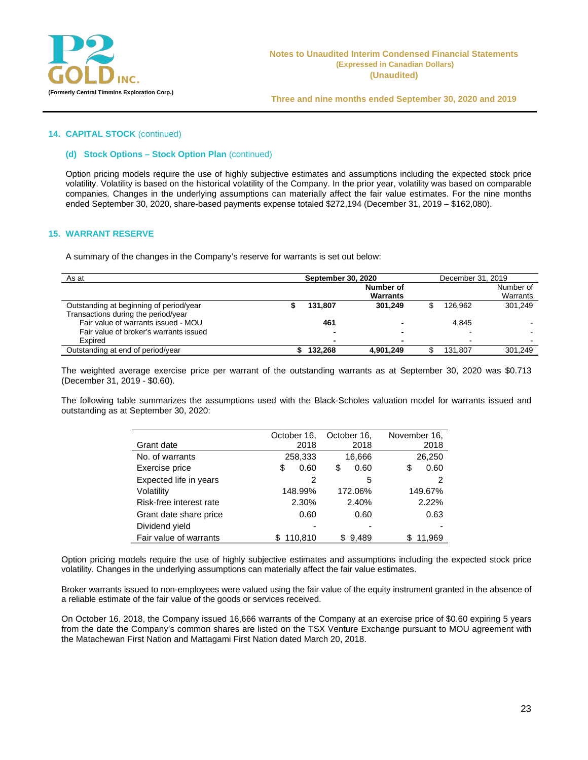## 14. CAPITAL STOCK (continued)

### (d) Stock Options – Stock Option Plan (continued)

Option pricing models require the use of highly subjective estimates and assumptions including the expected stock price volatility. Volatility is based on the historical volatility of the Company. In the prior year, volatility was based on comparable companies. Changes in the underlying assumptions can materially affect the fair value estimates. For the nine months ended September 30, 2020, share-based payments expense totaled $272,194 (December 31, 2019 – $162,080).

## 15. WARRANT RESERVE

A summary of the changes in the Company's reserve for warrants is set out below:

| As at | September 30, 2020 | | December 31, 2019 | |
|---|---|---|---|---|
| | | **Number of Warrants** | | Number of Warrants |
| Outstanding at beginning of period/year | **$ 131,807** | **301,249** | $ 126,962 | 301,249 |
| Transactions during the period/year | | | | |
| Fair value of warrants issued - MOU | **461** | **-** | 4,845 | - |
| Fair value of broker's warrants issued | **-** | **-** | - | - |
| Expired | **-** | **-** | - | - |
| Outstanding at end of period/year | **$ 132,268** | **4,901,249** | $ 131,807 | 301,249 |

The weighted average exercise price per warrant of the outstanding warrants as at September 30, 2020 was $0.713 (December 31, 2019 - $0.60).

The following table summarizes the assumptions used with the Black-Scholes valuation model for warrants issued and outstanding as at September 30, 2020:

| Grant date | October 16, 2018 | October 16, 2018 | November 16, 2018 |
|---|---|---|---|
| No. of warrants | 258,333 | 16,666 | 26,250 |
| Exercise price | $ 0.60 | $ 0.60 | $ 0.60 |
| Expected life in years | 2 | 5 | 2 |
| Volatility | 148.99% | 172.06% | 149.67% |
| Risk-free interest rate | 2.30% | 2.40% | 2.22% |
| Grant date share price | 0.60 | 0.60 | 0.63 |
| Dividend yield | - | - | - |
| Fair value of warrants | $ 110,810 | $ 9,489 | $ 11,969 |

Option pricing models require the use of highly subjective estimates and assumptions including the expected stock price volatility. Changes in the underlying assumptions can materially affect the fair value estimates.

Broker warrants issued to non-employees were valued using the fair value of the equity instrument granted in the absence of a reliable estimate of the fair value of the goods or services received.

On October 16, 2018, the Company issued 16,666 warrants of the Company at an exercise price of $0.60 expiring 5 years from the date the Company's common shares are listed on the TSX Venture Exchange pursuant to MOU agreement with the Matachewan First Nation and Mattagami First Nation dated March 20, 2018.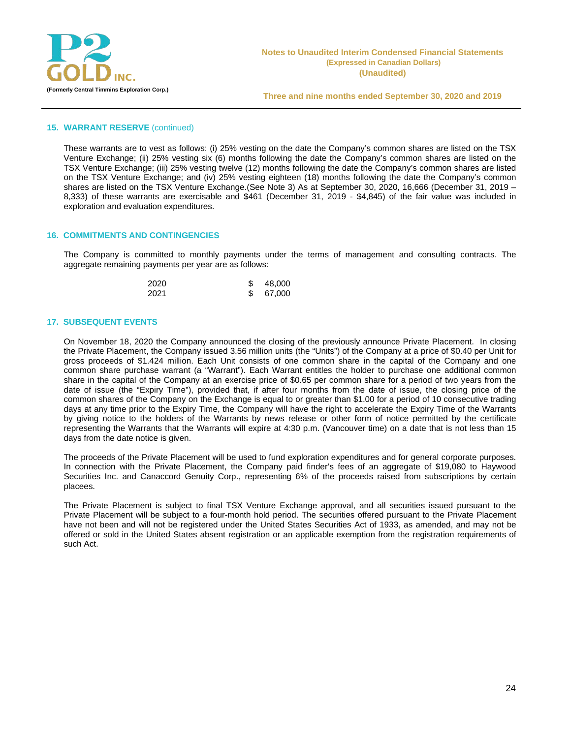## 15. WARRANT RESERVE (continued)

These warrants are to vest as follows: (i) 25% vesting on the date the Company's common shares are listed on the TSX Venture Exchange; (ii) 25% vesting six (6) months following the date the Company's common shares are listed on the TSX Venture Exchange; (iii) 25% vesting twelve (12) months following the date the Company's common shares are listed on the TSX Venture Exchange; and (iv) 25% vesting eighteen (18) months following the date the Company's common shares are listed on the TSX Venture Exchange.(See Note 3) As at September 30, 2020, 16,666 (December 31, 2019 – 8,333) of these warrants are exercisable and $461 (December 31, 2019 - $4,845) of the fair value was included in exploration and evaluation expenditures.

## 16. COMMITMENTS AND CONTINGENCIES

The Company is committed to monthly payments under the terms of management and consulting contracts. The aggregate remaining payments per year are as follows:

| | |
|---|---|
| 2020 | $ 48,000 |
| 2021 | $ 67,000 |

## 17. SUBSEQUENT EVENTS

On November 18, 2020 the Company announced the closing of the previously announce Private Placement. In closing the Private Placement, the Company issued 3.56 million units (the "Units") of the Company at a price of $0.40 per Unit for gross proceeds of $1.424 million. Each Unit consists of one common share in the capital of the Company and one common share purchase warrant (a "Warrant"). Each Warrant entitles the holder to purchase one additional common share in the capital of the Company at an exercise price of $0.65 per common share for a period of two years from the date of issue (the "Expiry Time"), provided that, if after four months from the date of issue, the closing price of the common shares of the Company on the Exchange is equal to or greater than $1.00 for a period of 10 consecutive trading days at any time prior to the Expiry Time, the Company will have the right to accelerate the Expiry Time of the Warrants by giving notice to the holders of the Warrants by news release or other form of notice permitted by the certificate representing the Warrants that the Warrants will expire at 4:30 p.m. (Vancouver time) on a date that is not less than 15 days from the date notice is given.

The proceeds of the Private Placement will be used to fund exploration expenditures and for general corporate purposes. In connection with the Private Placement, the Company paid finder's fees of an aggregate of $19,080 to Haywood Securities Inc. and Canaccord Genuity Corp., representing 6% of the proceeds raised from subscriptions by certain placees.

The Private Placement is subject to final TSX Venture Exchange approval, and all securities issued pursuant to the Private Placement will be subject to a four-month hold period. The securities offered pursuant to the Private Placement have not been and will not be registered under the United States Securities Act of 1933, as amended, and may not be offered or sold in the United States absent registration or an applicable exemption from the registration requirements of such Act.